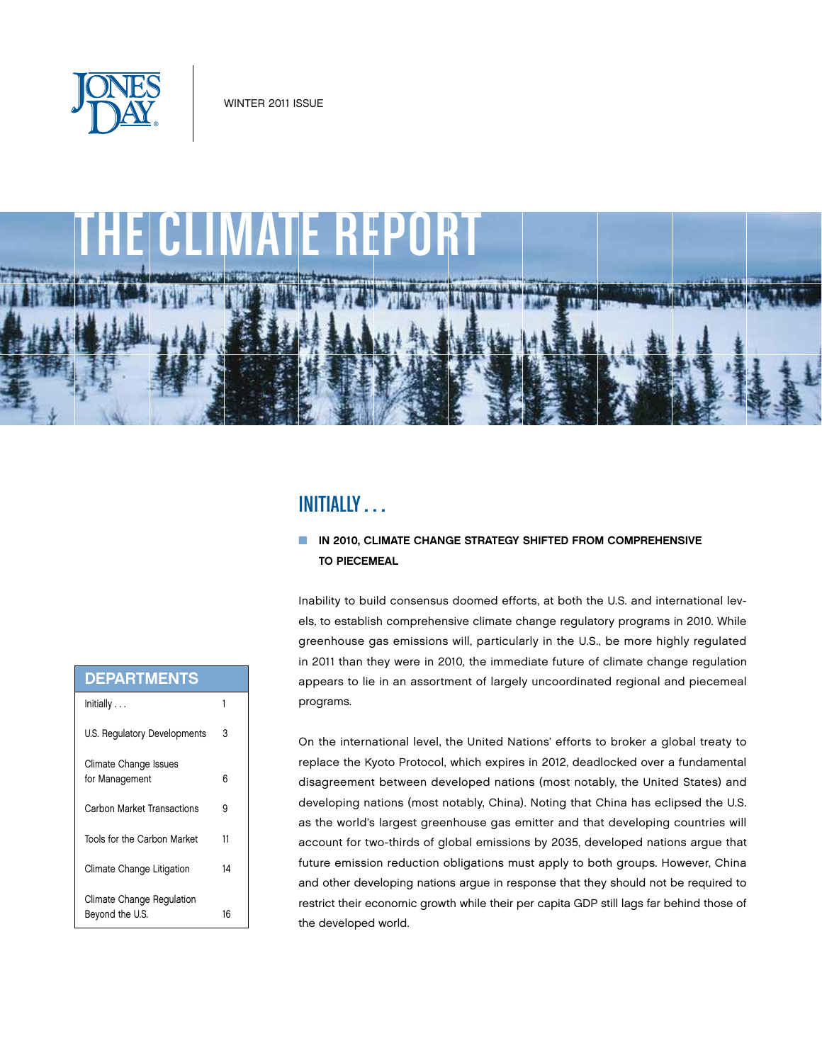JONES DAY

WINTER 2011 ISSUE

# THE CLIMATE REPORT

## INITIALLY . . .

**IN 2010, CLIMATE CHANGE STRATEGY SHIFTED FROM COMPREHENSIVE TO PIECEMEAL**

Inability to build consensus doomed efforts, at both the U.S. and international levels, to establish comprehensive climate change regulatory programs in 2010. While greenhouse gas emissions will, particularly in the U.S., be more highly regulated in 2011 than they were in 2010, the immediate future of climate change regulation appears to lie in an assortment of largely uncoordinated regional and piecemeal programs.

On the international level, the United Nations' efforts to broker a global treaty to replace the Kyoto Protocol, which expires in 2012, deadlocked over a fundamental disagreement between developed nations (most notably, the United States) and developing nations (most notably, China). Noting that China has eclipsed the U.S. as the world's largest greenhouse gas emitter and that developing countries will account for two-thirds of global emissions by 2035, developed nations argue that future emission reduction obligations must apply to both groups. However, China and other developing nations argue in response that they should not be required to restrict their economic growth while their per capita GDP still lags far behind those of the developed world.

| DEPARTMENTS | |
|---|---|
| Initially . . . | 1 |
| U.S. Regulatory Developments | 3 |
| Climate Change Issues for Management | 6 |
| Carbon Market Transactions | 9 |
| Tools for the Carbon Market | 11 |
| Climate Change Litigation | 14 |
| Climate Change Regulation Beyond the U.S. | 16 |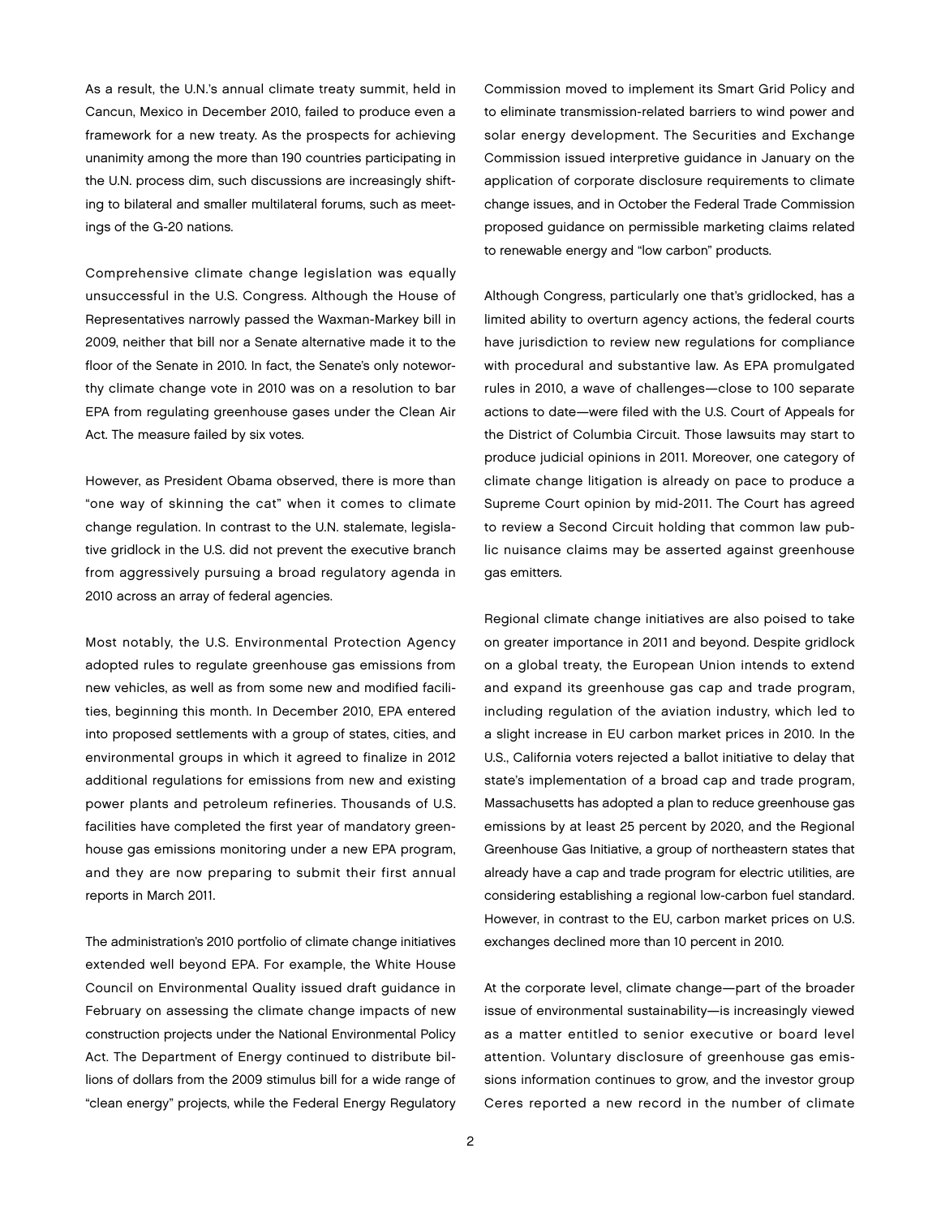As a result, the U.N.'s annual climate treaty summit, held in Cancun, Mexico in December 2010, failed to produce even a framework for a new treaty. As the prospects for achieving unanimity among the more than 190 countries participating in the U.N. process dim, such discussions are increasingly shifting to bilateral and smaller multilateral forums, such as meetings of the G-20 nations.

Comprehensive climate change legislation was equally unsuccessful in the U.S. Congress. Although the House of Representatives narrowly passed the Waxman-Markey bill in 2009, neither that bill nor a Senate alternative made it to the floor of the Senate in 2010. In fact, the Senate's only noteworthy climate change vote in 2010 was on a resolution to bar EPA from regulating greenhouse gases under the Clean Air Act. The measure failed by six votes.

However, as President Obama observed, there is more than "one way of skinning the cat" when it comes to climate change regulation. In contrast to the U.N. stalemate, legislative gridlock in the U.S. did not prevent the executive branch from aggressively pursuing a broad regulatory agenda in 2010 across an array of federal agencies.

Most notably, the U.S. Environmental Protection Agency adopted rules to regulate greenhouse gas emissions from new vehicles, as well as from some new and modified facilities, beginning this month. In December 2010, EPA entered into proposed settlements with a group of states, cities, and environmental groups in which it agreed to finalize in 2012 additional regulations for emissions from new and existing power plants and petroleum refineries. Thousands of U.S. facilities have completed the first year of mandatory greenhouse gas emissions monitoring under a new EPA program, and they are now preparing to submit their first annual reports in March 2011.

The administration's 2010 portfolio of climate change initiatives extended well beyond EPA. For example, the White House Council on Environmental Quality issued draft guidance in February on assessing the climate change impacts of new construction projects under the National Environmental Policy Act. The Department of Energy continued to distribute billions of dollars from the 2009 stimulus bill for a wide range of "clean energy" projects, while the Federal Energy Regulatory Commission moved to implement its Smart Grid Policy and to eliminate transmission-related barriers to wind power and solar energy development. The Securities and Exchange Commission issued interpretive guidance in January on the application of corporate disclosure requirements to climate change issues, and in October the Federal Trade Commission proposed guidance on permissible marketing claims related to renewable energy and "low carbon" products.

Although Congress, particularly one that's gridlocked, has a limited ability to overturn agency actions, the federal courts have jurisdiction to review new regulations for compliance with procedural and substantive law. As EPA promulgated rules in 2010, a wave of challenges—close to 100 separate actions to date—were filed with the U.S. Court of Appeals for the District of Columbia Circuit. Those lawsuits may start to produce judicial opinions in 2011. Moreover, one category of climate change litigation is already on pace to produce a Supreme Court opinion by mid-2011. The Court has agreed to review a Second Circuit holding that common law public nuisance claims may be asserted against greenhouse gas emitters.

Regional climate change initiatives are also poised to take on greater importance in 2011 and beyond. Despite gridlock on a global treaty, the European Union intends to extend and expand its greenhouse gas cap and trade program, including regulation of the aviation industry, which led to a slight increase in EU carbon market prices in 2010. In the U.S., California voters rejected a ballot initiative to delay that state's implementation of a broad cap and trade program, Massachusetts has adopted a plan to reduce greenhouse gas emissions by at least 25 percent by 2020, and the Regional Greenhouse Gas Initiative, a group of northeastern states that already have a cap and trade program for electric utilities, are considering establishing a regional low-carbon fuel standard. However, in contrast to the EU, carbon market prices on U.S. exchanges declined more than 10 percent in 2010.

At the corporate level, climate change—part of the broader issue of environmental sustainability—is increasingly viewed as a matter entitled to senior executive or board level attention. Voluntary disclosure of greenhouse gas emissions information continues to grow, and the investor group Ceres reported a new record in the number of climate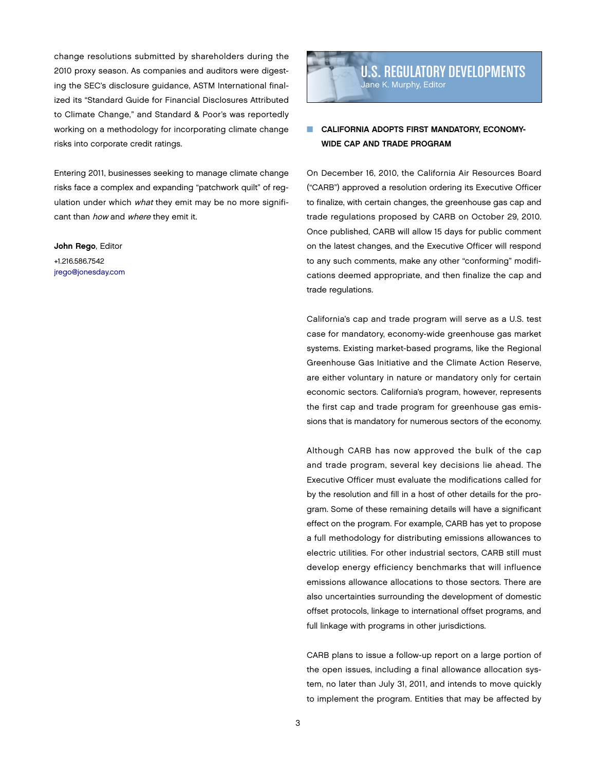change resolutions submitted by shareholders during the 2010 proxy season. As companies and auditors were digesting the SEC's disclosure guidance, ASTM International finalized its "Standard Guide for Financial Disclosures Attributed to Climate Change," and Standard & Poor's was reportedly working on a methodology for incorporating climate change risks into corporate credit ratings.

Entering 2011, businesses seeking to manage climate change risks face a complex and expanding "patchwork quilt" of regulation under which *what* they emit may be no more significant than *how* and *where* they emit it.

**John Rego**, Editor
+1.216.586.7542
jrego@jonesday.com

# U.S. REGULATORY DEVELOPMENTS

Jane K. Murphy, Editor

## CALIFORNIA ADOPTS FIRST MANDATORY, ECONOMY-WIDE CAP AND TRADE PROGRAM

On December 16, 2010, the California Air Resources Board ("CARB") approved a resolution ordering its Executive Officer to finalize, with certain changes, the greenhouse gas cap and trade regulations proposed by CARB on October 29, 2010. Once published, CARB will allow 15 days for public comment on the latest changes, and the Executive Officer will respond to any such comments, make any other "conforming" modifications deemed appropriate, and then finalize the cap and trade regulations.

California's cap and trade program will serve as a U.S. test case for mandatory, economy-wide greenhouse gas market systems. Existing market-based programs, like the Regional Greenhouse Gas Initiative and the Climate Action Reserve, are either voluntary in nature or mandatory only for certain economic sectors. California's program, however, represents the first cap and trade program for greenhouse gas emissions that is mandatory for numerous sectors of the economy.

Although CARB has now approved the bulk of the cap and trade program, several key decisions lie ahead. The Executive Officer must evaluate the modifications called for by the resolution and fill in a host of other details for the program. Some of these remaining details will have a significant effect on the program. For example, CARB has yet to propose a full methodology for distributing emissions allowances to electric utilities. For other industrial sectors, CARB still must develop energy efficiency benchmarks that will influence emissions allowance allocations to those sectors. There are also uncertainties surrounding the development of domestic offset protocols, linkage to international offset programs, and full linkage with programs in other jurisdictions.

CARB plans to issue a follow-up report on a large portion of the open issues, including a final allowance allocation system, no later than July 31, 2011, and intends to move quickly to implement the program. Entities that may be affected by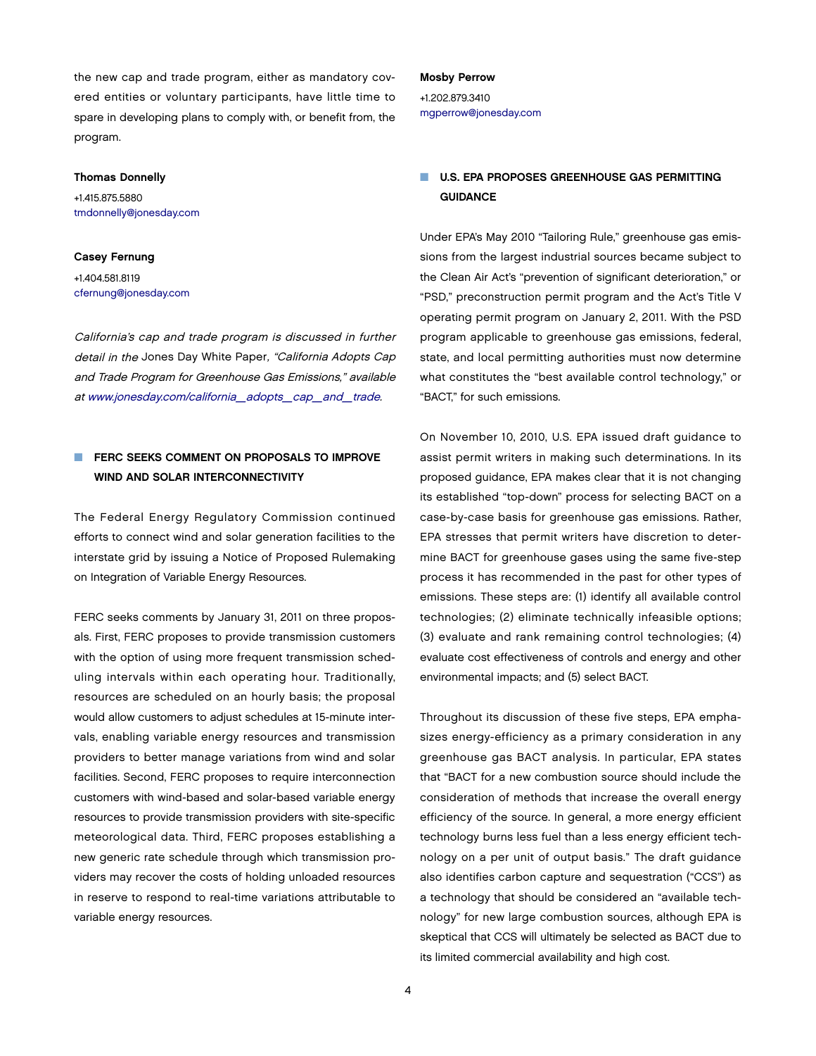the new cap and trade program, either as mandatory covered entities or voluntary participants, have little time to spare in developing plans to comply with, or benefit from, the program.

**Thomas Donnelly**
+1.415.875.5880
tmdonnelly@jonesday.com

**Casey Fernung**
+1.404.581.8119
cfernung@jonesday.com

*California's cap and trade program is discussed in further detail in the* Jones Day White Paper*, "California Adopts Cap and Trade Program for Greenhouse Gas Emissions," available at www.jonesday.com/california_adopts_cap_and_trade.*

## FERC SEEKS COMMENT ON PROPOSALS TO IMPROVE WIND AND SOLAR INTERCONNECTIVITY

The Federal Energy Regulatory Commission continued efforts to connect wind and solar generation facilities to the interstate grid by issuing a Notice of Proposed Rulemaking on Integration of Variable Energy Resources.

FERC seeks comments by January 31, 2011 on three proposals. First, FERC proposes to provide transmission customers with the option of using more frequent transmission scheduling intervals within each operating hour. Traditionally, resources are scheduled on an hourly basis; the proposal would allow customers to adjust schedules at 15-minute intervals, enabling variable energy resources and transmission providers to better manage variations from wind and solar facilities. Second, FERC proposes to require interconnection customers with wind-based and solar-based variable energy resources to provide transmission providers with site-specific meteorological data. Third, FERC proposes establishing a new generic rate schedule through which transmission providers may recover the costs of holding unloaded resources in reserve to respond to real-time variations attributable to variable energy resources.

**Mosby Perrow**
+1.202.879.3410
mgperrow@jonesday.com

## U.S. EPA PROPOSES GREENHOUSE GAS PERMITTING GUIDANCE

Under EPA's May 2010 "Tailoring Rule," greenhouse gas emissions from the largest industrial sources became subject to the Clean Air Act's "prevention of significant deterioration," or "PSD," preconstruction permit program and the Act's Title V operating permit program on January 2, 2011. With the PSD program applicable to greenhouse gas emissions, federal, state, and local permitting authorities must now determine what constitutes the "best available control technology," or "BACT," for such emissions.

On November 10, 2010, U.S. EPA issued draft guidance to assist permit writers in making such determinations. In its proposed guidance, EPA makes clear that it is not changing its established "top-down" process for selecting BACT on a case-by-case basis for greenhouse gas emissions. Rather, EPA stresses that permit writers have discretion to determine BACT for greenhouse gases using the same five-step process it has recommended in the past for other types of emissions. These steps are: (1) identify all available control technologies; (2) eliminate technically infeasible options; (3) evaluate and rank remaining control technologies; (4) evaluate cost effectiveness of controls and energy and other environmental impacts; and (5) select BACT.

Throughout its discussion of these five steps, EPA emphasizes energy-efficiency as a primary consideration in any greenhouse gas BACT analysis. In particular, EPA states that "BACT for a new combustion source should include the consideration of methods that increase the overall energy efficiency of the source. In general, a more energy efficient technology burns less fuel than a less energy efficient technology on a per unit of output basis." The draft guidance also identifies carbon capture and sequestration ("CCS") as a technology that should be considered an "available technology" for new large combustion sources, although EPA is skeptical that CCS will ultimately be selected as BACT due to its limited commercial availability and high cost.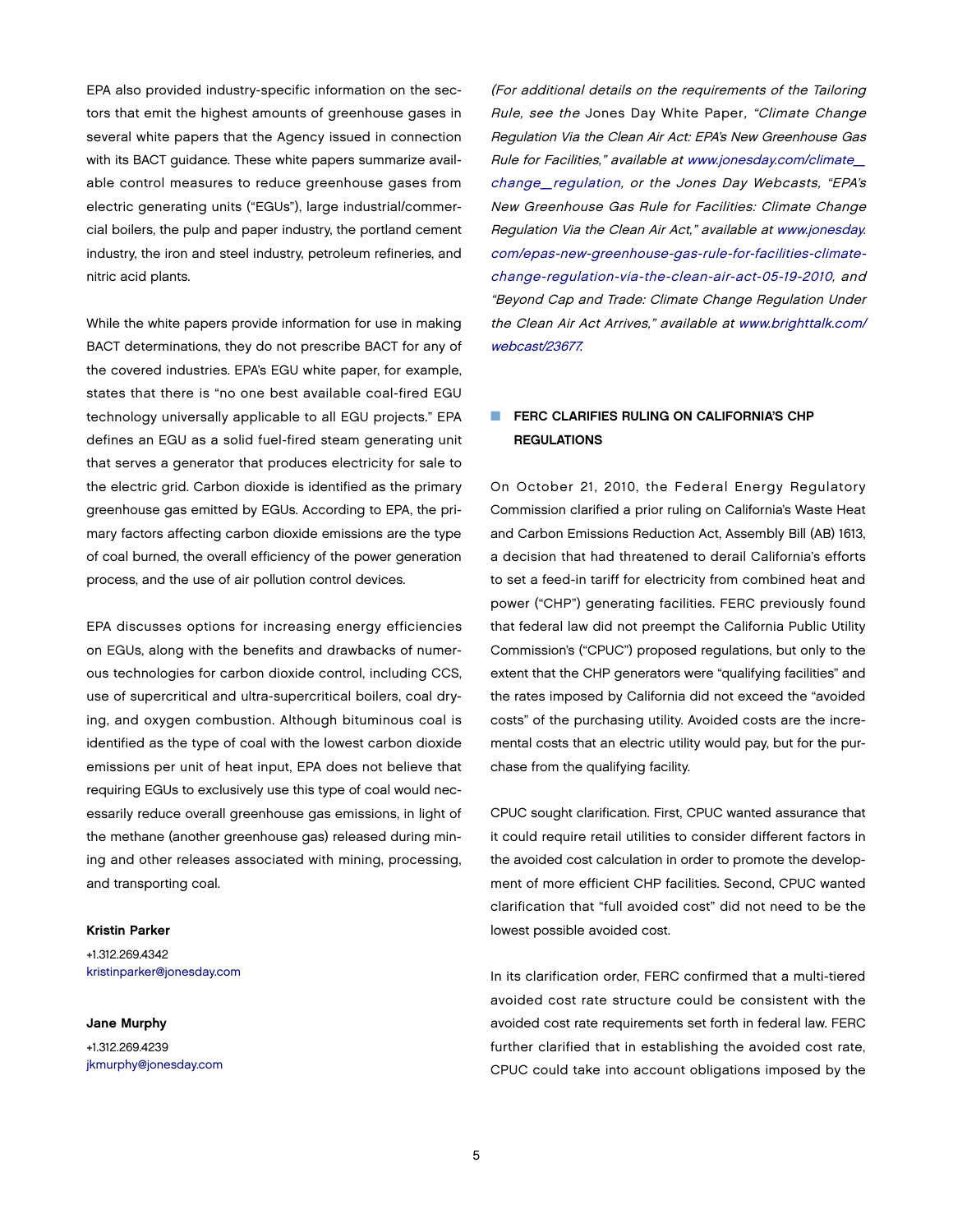EPA also provided industry-specific information on the sectors that emit the highest amounts of greenhouse gases in several white papers that the Agency issued in connection with its BACT guidance. These white papers summarize available control measures to reduce greenhouse gases from electric generating units ("EGUs"), large industrial/commercial boilers, the pulp and paper industry, the portland cement industry, the iron and steel industry, petroleum refineries, and nitric acid plants.

While the white papers provide information for use in making BACT determinations, they do not prescribe BACT for any of the covered industries. EPA's EGU white paper, for example, states that there is "no one best available coal-fired EGU technology universally applicable to all EGU projects." EPA defines an EGU as a solid fuel-fired steam generating unit that serves a generator that produces electricity for sale to the electric grid. Carbon dioxide is identified as the primary greenhouse gas emitted by EGUs. According to EPA, the primary factors affecting carbon dioxide emissions are the type of coal burned, the overall efficiency of the power generation process, and the use of air pollution control devices.

EPA discusses options for increasing energy efficiencies on EGUs, along with the benefits and drawbacks of numerous technologies for carbon dioxide control, including CCS, use of supercritical and ultra-supercritical boilers, coal drying, and oxygen combustion. Although bituminous coal is identified as the type of coal with the lowest carbon dioxide emissions per unit of heat input, EPA does not believe that requiring EGUs to exclusively use this type of coal would necessarily reduce overall greenhouse gas emissions, in light of the methane (another greenhouse gas) released during mining and other releases associated with mining, processing, and transporting coal.

**Kristin Parker**
+1.312.269.4342
kristinparker@jonesday.com

**Jane Murphy**
+1.312.269.4239
jkmurphy@jonesday.com

*(For additional details on the requirements of the Tailoring Rule, see the* Jones Day White Paper, *"Climate Change Regulation Via the Clean Air Act: EPA's New Greenhouse Gas Rule for Facilities," available at www.jonesday.com/climate_change_regulation, or the Jones Day Webcasts, "EPA's New Greenhouse Gas Rule for Facilities: Climate Change Regulation Via the Clean Air Act," available at www.jonesday.com/epas-new-greenhouse-gas-rule-for-facilities-climate-change-regulation-via-the-clean-air-act-05-19-2010, and "Beyond Cap and Trade: Climate Change Regulation Under the Clean Air Act Arrives," available at www.brighttalk.com/webcast/23677.*

## FERC CLARIFIES RULING ON CALIFORNIA'S CHP REGULATIONS

On October 21, 2010, the Federal Energy Regulatory Commission clarified a prior ruling on California's Waste Heat and Carbon Emissions Reduction Act, Assembly Bill (AB) 1613, a decision that had threatened to derail California's efforts to set a feed-in tariff for electricity from combined heat and power ("CHP") generating facilities. FERC previously found that federal law did not preempt the California Public Utility Commission's ("CPUC") proposed regulations, but only to the extent that the CHP generators were "qualifying facilities" and the rates imposed by California did not exceed the "avoided costs" of the purchasing utility. Avoided costs are the incremental costs that an electric utility would pay, but for the purchase from the qualifying facility.

CPUC sought clarification. First, CPUC wanted assurance that it could require retail utilities to consider different factors in the avoided cost calculation in order to promote the development of more efficient CHP facilities. Second, CPUC wanted clarification that "full avoided cost" did not need to be the lowest possible avoided cost.

In its clarification order, FERC confirmed that a multi-tiered avoided cost rate structure could be consistent with the avoided cost rate requirements set forth in federal law. FERC further clarified that in establishing the avoided cost rate, CPUC could take into account obligations imposed by the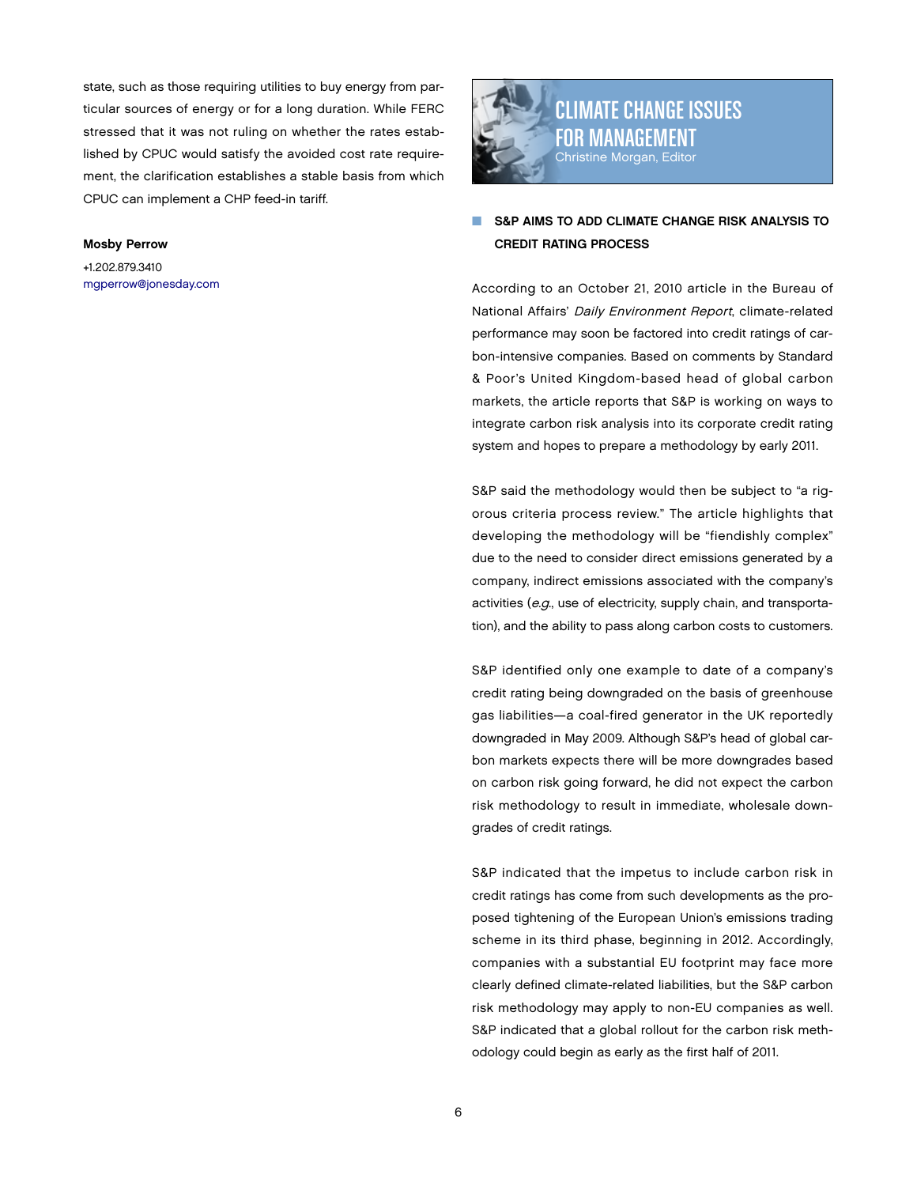state, such as those requiring utilities to buy energy from particular sources of energy or for a long duration. While FERC stressed that it was not ruling on whether the rates established by CPUC would satisfy the avoided cost rate requirement, the clarification establishes a stable basis from which CPUC can implement a CHP feed-in tariff.

**Mosby Perrow**

+1.202.879.3410
mgperrow@jonesday.com

# CLIMATE CHANGE ISSUES FOR MANAGEMENT

Christine Morgan, Editor

## S&P AIMS TO ADD CLIMATE CHANGE RISK ANALYSIS TO CREDIT RATING PROCESS

According to an October 21, 2010 article in the Bureau of National Affairs' *Daily Environment Report*, climate-related performance may soon be factored into credit ratings of carbon-intensive companies. Based on comments by Standard & Poor's United Kingdom-based head of global carbon markets, the article reports that S&P is working on ways to integrate carbon risk analysis into its corporate credit rating system and hopes to prepare a methodology by early 2011.

S&P said the methodology would then be subject to "a rigorous criteria process review." The article highlights that developing the methodology will be "fiendishly complex" due to the need to consider direct emissions generated by a company, indirect emissions associated with the company's activities (*e.g.*, use of electricity, supply chain, and transportation), and the ability to pass along carbon costs to customers.

S&P identified only one example to date of a company's credit rating being downgraded on the basis of greenhouse gas liabilities—a coal-fired generator in the UK reportedly downgraded in May 2009. Although S&P's head of global carbon markets expects there will be more downgrades based on carbon risk going forward, he did not expect the carbon risk methodology to result in immediate, wholesale downgrades of credit ratings.

S&P indicated that the impetus to include carbon risk in credit ratings has come from such developments as the proposed tightening of the European Union's emissions trading scheme in its third phase, beginning in 2012. Accordingly, companies with a substantial EU footprint may face more clearly defined climate-related liabilities, but the S&P carbon risk methodology may apply to non-EU companies as well. S&P indicated that a global rollout for the carbon risk methodology could begin as early as the first half of 2011.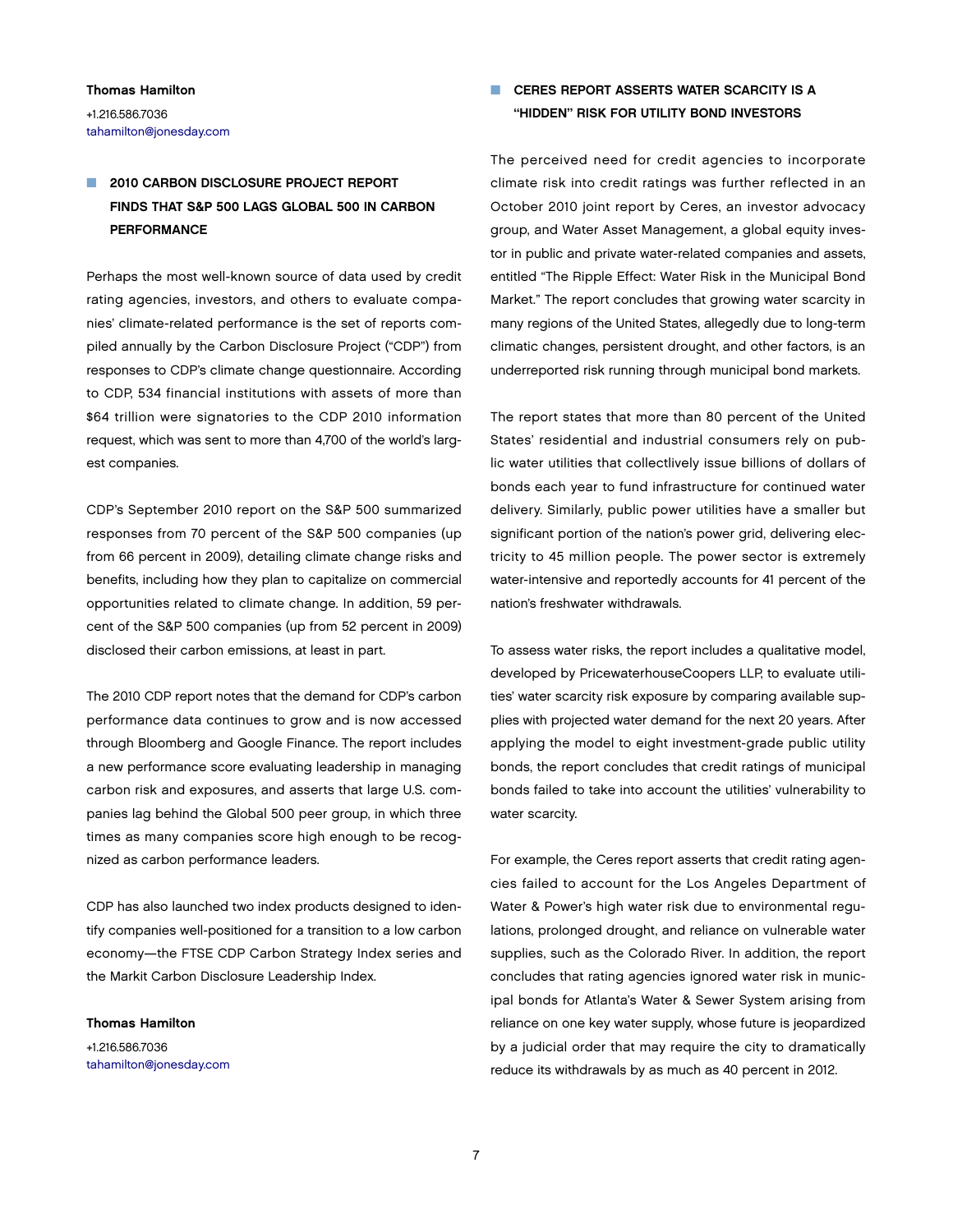**Thomas Hamilton**

+1.216.586.7036
tahamilton@jonesday.com

## 2010 CARBON DISCLOSURE PROJECT REPORT FINDS THAT S&P 500 LAGS GLOBAL 500 IN CARBON PERFORMANCE

Perhaps the most well-known source of data used by credit rating agencies, investors, and others to evaluate companies' climate-related performance is the set of reports compiled annually by the Carbon Disclosure Project ("CDP") from responses to CDP's climate change questionnaire. According to CDP, 534 financial institutions with assets of more than $64 trillion were signatories to the CDP 2010 information request, which was sent to more than 4,700 of the world's largest companies.

CDP's September 2010 report on the S&P 500 summarized responses from 70 percent of the S&P 500 companies (up from 66 percent in 2009), detailing climate change risks and benefits, including how they plan to capitalize on commercial opportunities related to climate change. In addition, 59 percent of the S&P 500 companies (up from 52 percent in 2009) disclosed their carbon emissions, at least in part.

The 2010 CDP report notes that the demand for CDP's carbon performance data continues to grow and is now accessed through Bloomberg and Google Finance. The report includes a new performance score evaluating leadership in managing carbon risk and exposures, and asserts that large U.S. companies lag behind the Global 500 peer group, in which three times as many companies score high enough to be recognized as carbon performance leaders.

CDP has also launched two index products designed to identify companies well-positioned for a transition to a low carbon economy—the FTSE CDP Carbon Strategy Index series and the Markit Carbon Disclosure Leadership Index.

**Thomas Hamilton**

+1.216.586.7036
tahamilton@jonesday.com

## CERES REPORT ASSERTS WATER SCARCITY IS A "HIDDEN" RISK FOR UTILITY BOND INVESTORS

The perceived need for credit agencies to incorporate climate risk into credit ratings was further reflected in an October 2010 joint report by Ceres, an investor advocacy group, and Water Asset Management, a global equity investor in public and private water-related companies and assets, entitled "The Ripple Effect: Water Risk in the Municipal Bond Market." The report concludes that growing water scarcity in many regions of the United States, allegedly due to long-term climatic changes, persistent drought, and other factors, is an underreported risk running through municipal bond markets.

The report states that more than 80 percent of the United States' residential and industrial consumers rely on public water utilities that collectlively issue billions of dollars of bonds each year to fund infrastructure for continued water delivery. Similarly, public power utilities have a smaller but significant portion of the nation's power grid, delivering electricity to 45 million people. The power sector is extremely water-intensive and reportedly accounts for 41 percent of the nation's freshwater withdrawals.

To assess water risks, the report includes a qualitative model, developed by PricewaterhouseCoopers LLP, to evaluate utilities' water scarcity risk exposure by comparing available supplies with projected water demand for the next 20 years. After applying the model to eight investment-grade public utility bonds, the report concludes that credit ratings of municipal bonds failed to take into account the utilities' vulnerability to water scarcity.

For example, the Ceres report asserts that credit rating agencies failed to account for the Los Angeles Department of Water & Power's high water risk due to environmental regulations, prolonged drought, and reliance on vulnerable water supplies, such as the Colorado River. In addition, the report concludes that rating agencies ignored water risk in municipal bonds for Atlanta's Water & Sewer System arising from reliance on one key water supply, whose future is jeopardized by a judicial order that may require the city to dramatically reduce its withdrawals by as much as 40 percent in 2012.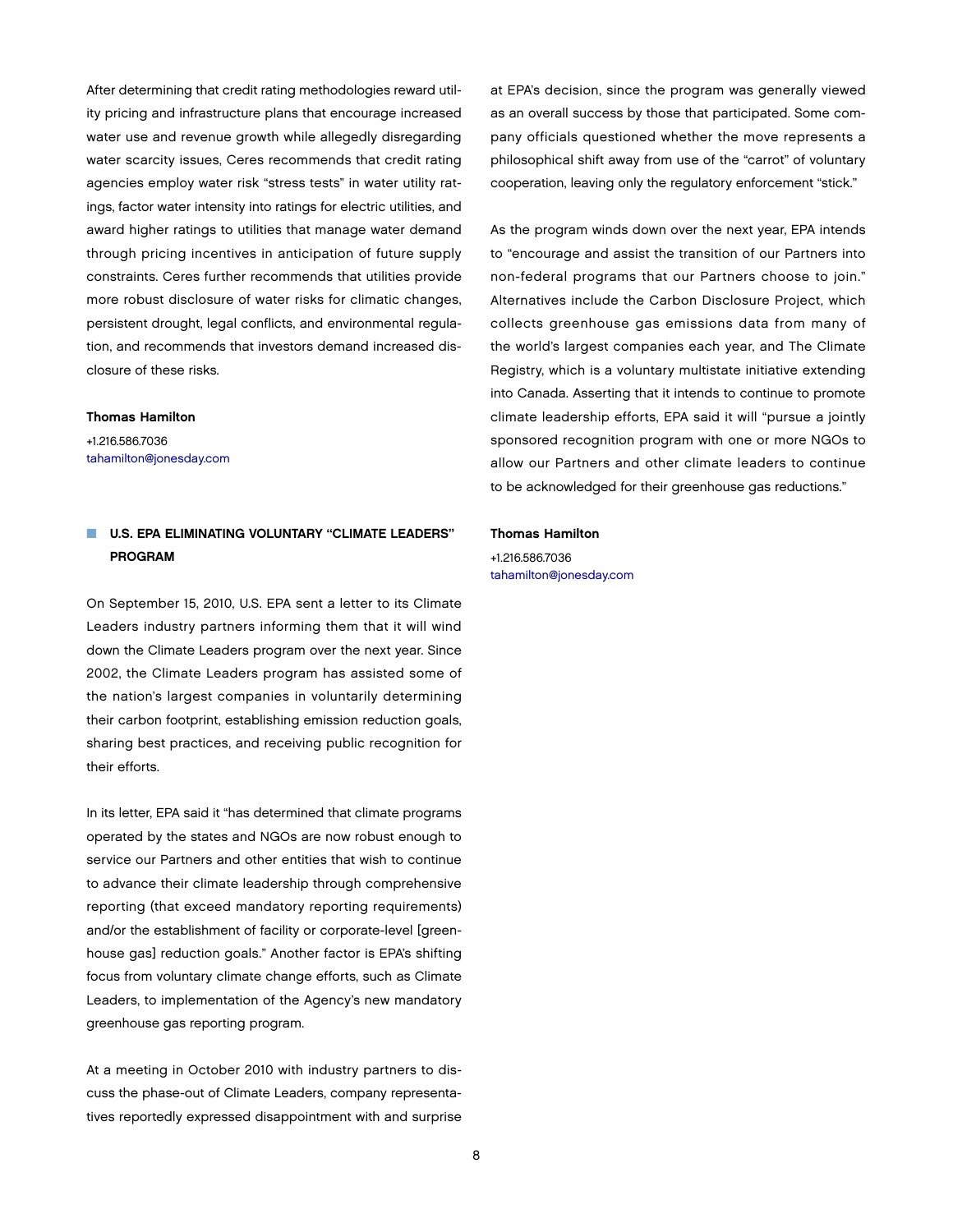After determining that credit rating methodologies reward utility pricing and infrastructure plans that encourage increased water use and revenue growth while allegedly disregarding water scarcity issues, Ceres recommends that credit rating agencies employ water risk "stress tests" in water utility ratings, factor water intensity into ratings for electric utilities, and award higher ratings to utilities that manage water demand through pricing incentives in anticipation of future supply constraints. Ceres further recommends that utilities provide more robust disclosure of water risks for climatic changes, persistent drought, legal conflicts, and environmental regulation, and recommends that investors demand increased disclosure of these risks.

**Thomas Hamilton**
+1.216.586.7036
tahamilton@jonesday.com

## U.S. EPA ELIMINATING VOLUNTARY "CLIMATE LEADERS" PROGRAM

On September 15, 2010, U.S. EPA sent a letter to its Climate Leaders industry partners informing them that it will wind down the Climate Leaders program over the next year. Since 2002, the Climate Leaders program has assisted some of the nation's largest companies in voluntarily determining their carbon footprint, establishing emission reduction goals, sharing best practices, and receiving public recognition for their efforts.

In its letter, EPA said it "has determined that climate programs operated by the states and NGOs are now robust enough to service our Partners and other entities that wish to continue to advance their climate leadership through comprehensive reporting (that exceed mandatory reporting requirements) and/or the establishment of facility or corporate-level [greenhouse gas] reduction goals." Another factor is EPA's shifting focus from voluntary climate change efforts, such as Climate Leaders, to implementation of the Agency's new mandatory greenhouse gas reporting program.

At a meeting in October 2010 with industry partners to discuss the phase-out of Climate Leaders, company representatives reportedly expressed disappointment with and surprise at EPA's decision, since the program was generally viewed as an overall success by those that participated. Some company officials questioned whether the move represents a philosophical shift away from use of the "carrot" of voluntary cooperation, leaving only the regulatory enforcement "stick."

As the program winds down over the next year, EPA intends to "encourage and assist the transition of our Partners into non-federal programs that our Partners choose to join." Alternatives include the Carbon Disclosure Project, which collects greenhouse gas emissions data from many of the world's largest companies each year, and The Climate Registry, which is a voluntary multistate initiative extending into Canada. Asserting that it intends to continue to promote climate leadership efforts, EPA said it will "pursue a jointly sponsored recognition program with one or more NGOs to allow our Partners and other climate leaders to continue to be acknowledged for their greenhouse gas reductions."

**Thomas Hamilton**
+1.216.586.7036
tahamilton@jonesday.com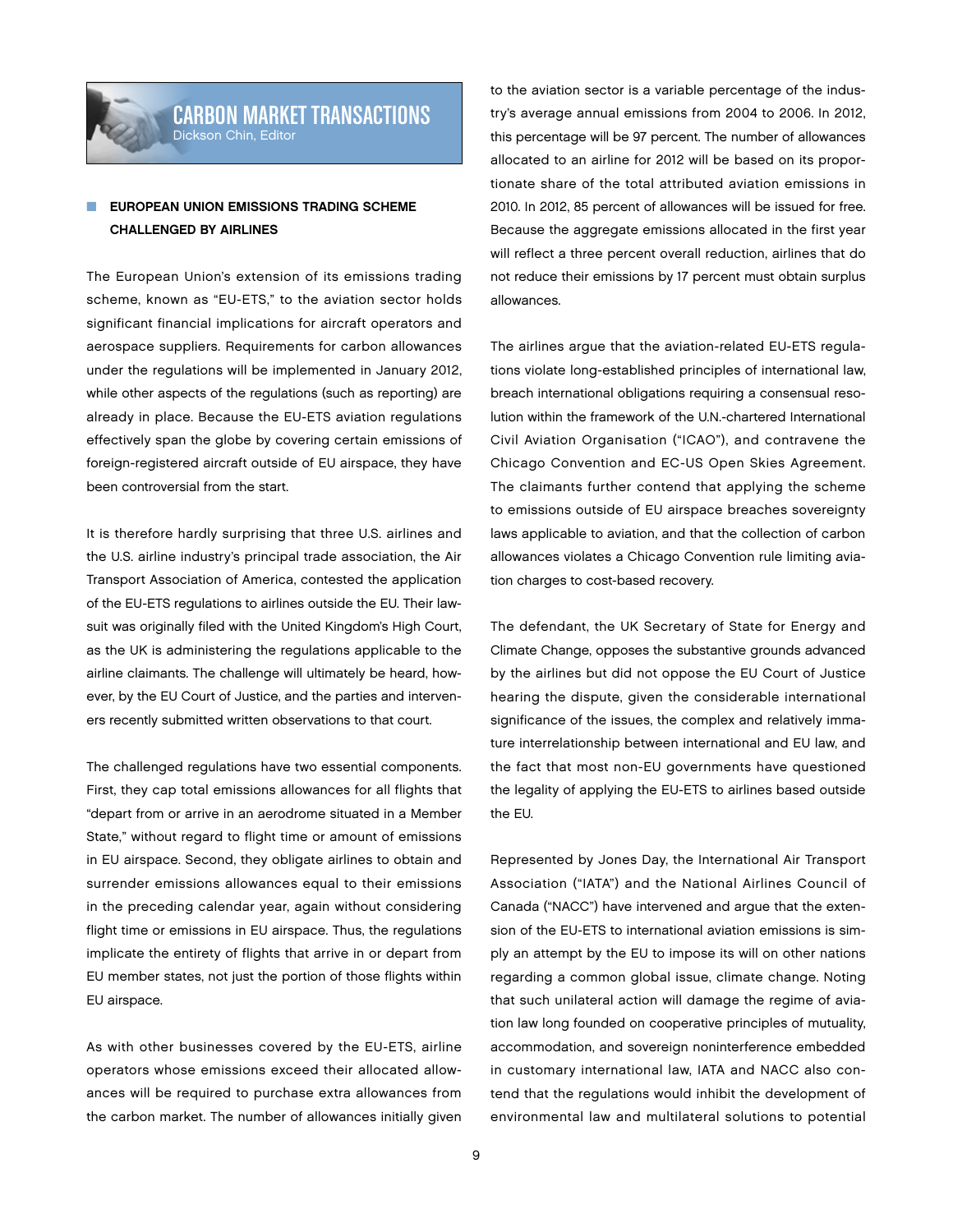# CARBON MARKET TRANSACTIONS

Dickson Chin, Editor

## EUROPEAN UNION EMISSIONS TRADING SCHEME CHALLENGED BY AIRLINES

The European Union's extension of its emissions trading scheme, known as "EU-ETS," to the aviation sector holds significant financial implications for aircraft operators and aerospace suppliers. Requirements for carbon allowances under the regulations will be implemented in January 2012, while other aspects of the regulations (such as reporting) are already in place. Because the EU-ETS aviation regulations effectively span the globe by covering certain emissions of foreign-registered aircraft outside of EU airspace, they have been controversial from the start.

It is therefore hardly surprising that three U.S. airlines and the U.S. airline industry's principal trade association, the Air Transport Association of America, contested the application of the EU-ETS regulations to airlines outside the EU. Their lawsuit was originally filed with the United Kingdom's High Court, as the UK is administering the regulations applicable to the airline claimants. The challenge will ultimately be heard, however, by the EU Court of Justice, and the parties and interveners recently submitted written observations to that court.

The challenged regulations have two essential components. First, they cap total emissions allowances for all flights that "depart from or arrive in an aerodrome situated in a Member State," without regard to flight time or amount of emissions in EU airspace. Second, they obligate airlines to obtain and surrender emissions allowances equal to their emissions in the preceding calendar year, again without considering flight time or emissions in EU airspace. Thus, the regulations implicate the entirety of flights that arrive in or depart from EU member states, not just the portion of those flights within EU airspace.

As with other businesses covered by the EU-ETS, airline operators whose emissions exceed their allocated allowances will be required to purchase extra allowances from the carbon market. The number of allowances initially given to the aviation sector is a variable percentage of the industry's average annual emissions from 2004 to 2006. In 2012, this percentage will be 97 percent. The number of allowances allocated to an airline for 2012 will be based on its proportionate share of the total attributed aviation emissions in 2010. In 2012, 85 percent of allowances will be issued for free. Because the aggregate emissions allocated in the first year will reflect a three percent overall reduction, airlines that do not reduce their emissions by 17 percent must obtain surplus allowances.

The airlines argue that the aviation-related EU-ETS regulations violate long-established principles of international law, breach international obligations requiring a consensual resolution within the framework of the U.N.-chartered International Civil Aviation Organisation ("ICAO"), and contravene the Chicago Convention and EC-US Open Skies Agreement. The claimants further contend that applying the scheme to emissions outside of EU airspace breaches sovereignty laws applicable to aviation, and that the collection of carbon allowances violates a Chicago Convention rule limiting aviation charges to cost-based recovery.

The defendant, the UK Secretary of State for Energy and Climate Change, opposes the substantive grounds advanced by the airlines but did not oppose the EU Court of Justice hearing the dispute, given the considerable international significance of the issues, the complex and relatively immature interrelationship between international and EU law, and the fact that most non-EU governments have questioned the legality of applying the EU-ETS to airlines based outside the EU.

Represented by Jones Day, the International Air Transport Association ("IATA") and the National Airlines Council of Canada ("NACC") have intervened and argue that the extension of the EU-ETS to international aviation emissions is simply an attempt by the EU to impose its will on other nations regarding a common global issue, climate change. Noting that such unilateral action will damage the regime of aviation law long founded on cooperative principles of mutuality, accommodation, and sovereign noninterference embedded in customary international law, IATA and NACC also contend that the regulations would inhibit the development of environmental law and multilateral solutions to potential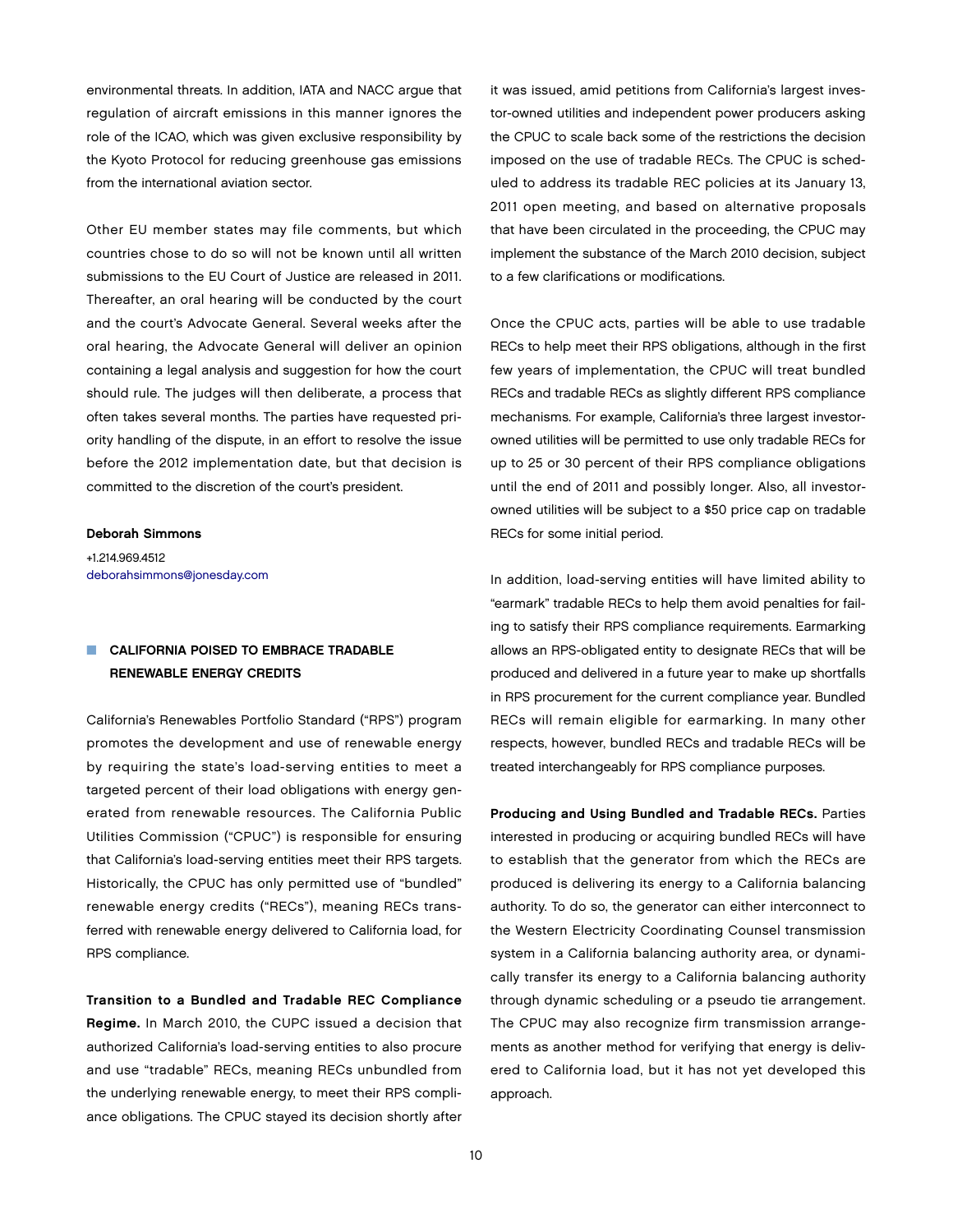environmental threats. In addition, IATA and NACC argue that regulation of aircraft emissions in this manner ignores the role of the ICAO, which was given exclusive responsibility by the Kyoto Protocol for reducing greenhouse gas emissions from the international aviation sector.

Other EU member states may file comments, but which countries chose to do so will not be known until all written submissions to the EU Court of Justice are released in 2011. Thereafter, an oral hearing will be conducted by the court and the court's Advocate General. Several weeks after the oral hearing, the Advocate General will deliver an opinion containing a legal analysis and suggestion for how the court should rule. The judges will then deliberate, a process that often takes several months. The parties have requested priority handling of the dispute, in an effort to resolve the issue before the 2012 implementation date, but that decision is committed to the discretion of the court's president.

**Deborah Simmons**
+1.214.969.4512
deborahsimmons@jonesday.com

## CALIFORNIA POISED TO EMBRACE TRADABLE RENEWABLE ENERGY CREDITS

California's Renewables Portfolio Standard ("RPS") program promotes the development and use of renewable energy by requiring the state's load-serving entities to meet a targeted percent of their load obligations with energy generated from renewable resources. The California Public Utilities Commission ("CPUC") is responsible for ensuring that California's load-serving entities meet their RPS targets. Historically, the CPUC has only permitted use of "bundled" renewable energy credits ("RECs"), meaning RECs transferred with renewable energy delivered to California load, for RPS compliance.

**Transition to a Bundled and Tradable REC Compliance Regime.** In March 2010, the CUPC issued a decision that authorized California's load-serving entities to also procure and use "tradable" RECs, meaning RECs unbundled from the underlying renewable energy, to meet their RPS compliance obligations. The CPUC stayed its decision shortly after it was issued, amid petitions from California's largest investor-owned utilities and independent power producers asking the CPUC to scale back some of the restrictions the decision imposed on the use of tradable RECs. The CPUC is scheduled to address its tradable REC policies at its January 13, 2011 open meeting, and based on alternative proposals that have been circulated in the proceeding, the CPUC may implement the substance of the March 2010 decision, subject to a few clarifications or modifications.

Once the CPUC acts, parties will be able to use tradable RECs to help meet their RPS obligations, although in the first few years of implementation, the CPUC will treat bundled RECs and tradable RECs as slightly different RPS compliance mechanisms. For example, California's three largest investor-owned utilities will be permitted to use only tradable RECs for up to 25 or 30 percent of their RPS compliance obligations until the end of 2011 and possibly longer. Also, all investor-owned utilities will be subject to a $50 price cap on tradable RECs for some initial period.

In addition, load-serving entities will have limited ability to "earmark" tradable RECs to help them avoid penalties for failing to satisfy their RPS compliance requirements. Earmarking allows an RPS-obligated entity to designate RECs that will be produced and delivered in a future year to make up shortfalls in RPS procurement for the current compliance year. Bundled RECs will remain eligible for earmarking. In many other respects, however, bundled RECs and tradable RECs will be treated interchangeably for RPS compliance purposes.

**Producing and Using Bundled and Tradable RECs.** Parties interested in producing or acquiring bundled RECs will have to establish that the generator from which the RECs are produced is delivering its energy to a California balancing authority. To do so, the generator can either interconnect to the Western Electricity Coordinating Counsel transmission system in a California balancing authority area, or dynamically transfer its energy to a California balancing authority through dynamic scheduling or a pseudo tie arrangement. The CPUC may also recognize firm transmission arrangements as another method for verifying that energy is delivered to California load, but it has not yet developed this approach.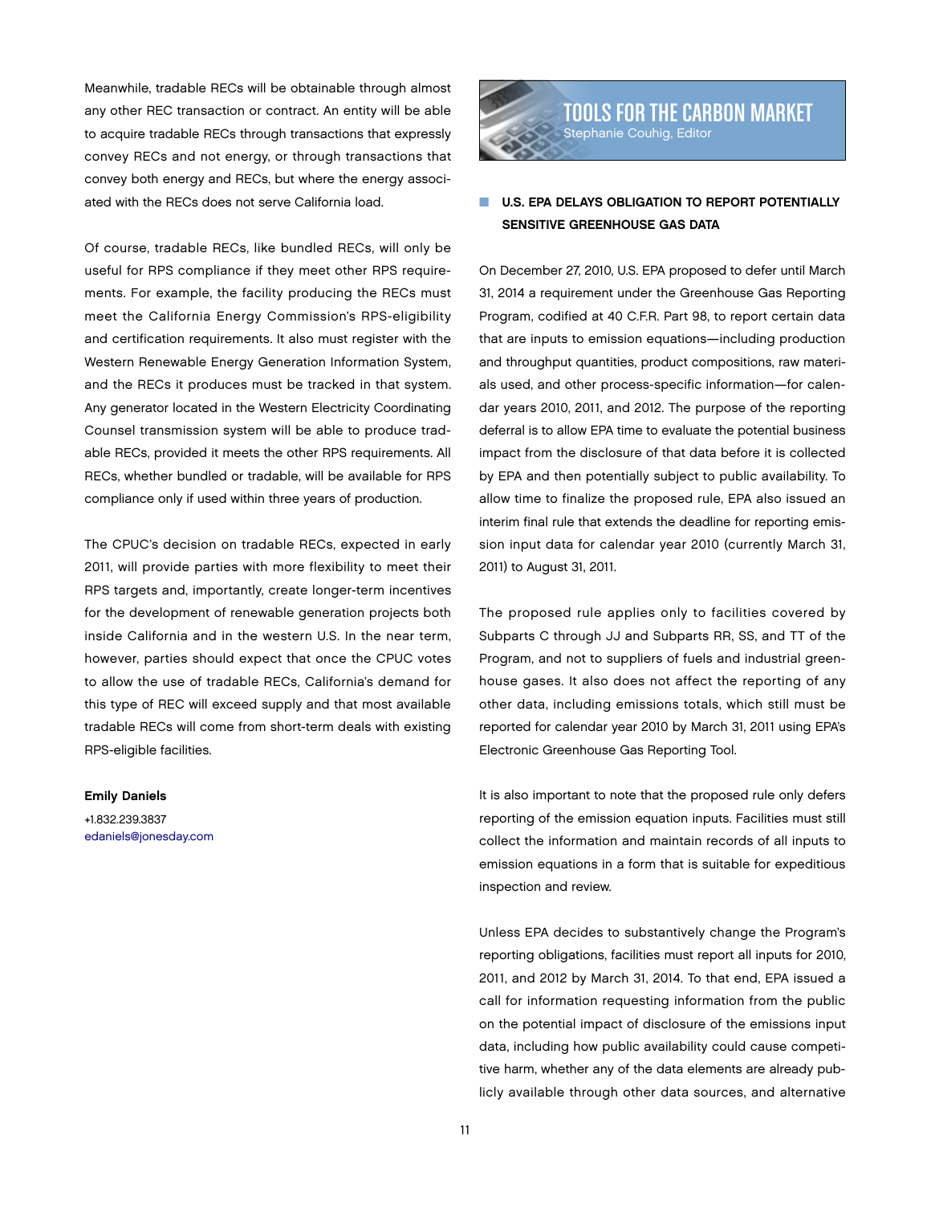Meanwhile, tradable RECs will be obtainable through almost any other REC transaction or contract. An entity will be able to acquire tradable RECs through transactions that expressly convey RECs and not energy, or through transactions that convey both energy and RECs, but where the energy associated with the RECs does not serve California load.

Of course, tradable RECs, like bundled RECs, will only be useful for RPS compliance if they meet other RPS requirements. For example, the facility producing the RECs must meet the California Energy Commission's RPS-eligibility and certification requirements. It also must register with the Western Renewable Energy Generation Information System, and the RECs it produces must be tracked in that system. Any generator located in the Western Electricity Coordinating Counsel transmission system will be able to produce tradable RECs, provided it meets the other RPS requirements. All RECs, whether bundled or tradable, will be available for RPS compliance only if used within three years of production.

The CPUC's decision on tradable RECs, expected in early 2011, will provide parties with more flexibility to meet their RPS targets and, importantly, create longer-term incentives for the development of renewable generation projects both inside California and in the western U.S. In the near term, however, parties should expect that once the CPUC votes to allow the use of tradable RECs, California's demand for this type of REC will exceed supply and that most available tradable RECs will come from short-term deals with existing RPS-eligible facilities.

**Emily Daniels**
+1.832.239.3837
edaniels@jonesday.com

# TOOLS FOR THE CARBON MARKET

Stephanie Couhig, Editor

## U.S. EPA DELAYS OBLIGATION TO REPORT POTENTIALLY SENSITIVE GREENHOUSE GAS DATA

On December 27, 2010, U.S. EPA proposed to defer until March 31, 2014 a requirement under the Greenhouse Gas Reporting Program, codified at 40 C.F.R. Part 98, to report certain data that are inputs to emission equations—including production and throughput quantities, product compositions, raw materials used, and other process-specific information—for calendar years 2010, 2011, and 2012. The purpose of the reporting deferral is to allow EPA time to evaluate the potential business impact from the disclosure of that data before it is collected by EPA and then potentially subject to public availability. To allow time to finalize the proposed rule, EPA also issued an interim final rule that extends the deadline for reporting emission input data for calendar year 2010 (currently March 31, 2011) to August 31, 2011.

The proposed rule applies only to facilities covered by Subparts C through JJ and Subparts RR, SS, and TT of the Program, and not to suppliers of fuels and industrial greenhouse gases. It also does not affect the reporting of any other data, including emissions totals, which still must be reported for calendar year 2010 by March 31, 2011 using EPA's Electronic Greenhouse Gas Reporting Tool.

It is also important to note that the proposed rule only defers reporting of the emission equation inputs. Facilities must still collect the information and maintain records of all inputs to emission equations in a form that is suitable for expeditious inspection and review.

Unless EPA decides to substantively change the Program's reporting obligations, facilities must report all inputs for 2010, 2011, and 2012 by March 31, 2014. To that end, EPA issued a call for information requesting information from the public on the potential impact of disclosure of the emissions input data, including how public availability could cause competitive harm, whether any of the data elements are already publicly available through other data sources, and alternative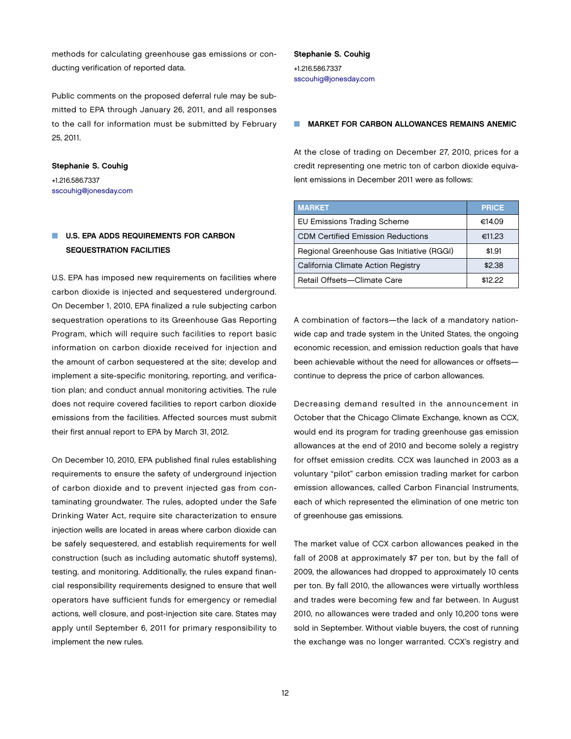methods for calculating greenhouse gas emissions or conducting verification of reported data.

Public comments on the proposed deferral rule may be submitted to EPA through January 26, 2011, and all responses to the call for information must be submitted by February 25, 2011.

**Stephanie S. Couhig**
+1.216.586.7337
sscouhig@jonesday.com

## U.S. EPA ADDS REQUIREMENTS FOR CARBON SEQUESTRATION FACILITIES

U.S. EPA has imposed new requirements on facilities where carbon dioxide is injected and sequestered underground. On December 1, 2010, EPA finalized a rule subjecting carbon sequestration operations to its Greenhouse Gas Reporting Program, which will require such facilities to report basic information on carbon dioxide received for injection and the amount of carbon sequestered at the site; develop and implement a site-specific monitoring, reporting, and verification plan; and conduct annual monitoring activities. The rule does not require covered facilities to report carbon dioxide emissions from the facilities. Affected sources must submit their first annual report to EPA by March 31, 2012.

On December 10, 2010, EPA published final rules establishing requirements to ensure the safety of underground injection of carbon dioxide and to prevent injected gas from contaminating groundwater. The rules, adopted under the Safe Drinking Water Act, require site characterization to ensure injection wells are located in areas where carbon dioxide can be safely sequestered, and establish requirements for well construction (such as including automatic shutoff systems), testing, and monitoring. Additionally, the rules expand financial responsibility requirements designed to ensure that well operators have sufficient funds for emergency or remedial actions, well closure, and post-injection site care. States may apply until September 6, 2011 for primary responsibility to implement the new rules.

**Stephanie S. Couhig**
+1.216.586.7337
sscouhig@jonesday.com

## MARKET FOR CARBON ALLOWANCES REMAINS ANEMIC

At the close of trading on December 27, 2010, prices for a credit representing one metric ton of carbon dioxide equivalent emissions in December 2011 were as follows:

| MARKET | PRICE |
|---|---|
| EU Emissions Trading Scheme | €14.09 |
| CDM Certified Emission Reductions | €11.23 |
| Regional Greenhouse Gas Initiative (RGGI) | $1.91 |
| California Climate Action Registry | $2.38 |
| Retail Offsets—Climate Care | $12.22 |

A combination of factors—the lack of a mandatory nationwide cap and trade system in the United States, the ongoing economic recession, and emission reduction goals that have been achievable without the need for allowances or offsets—continue to depress the price of carbon allowances.

Decreasing demand resulted in the announcement in October that the Chicago Climate Exchange, known as CCX, would end its program for trading greenhouse gas emission allowances at the end of 2010 and become solely a registry for offset emission credits. CCX was launched in 2003 as a voluntary "pilot" carbon emission trading market for carbon emission allowances, called Carbon Financial Instruments, each of which represented the elimination of one metric ton of greenhouse gas emissions.

The market value of CCX carbon allowances peaked in the fall of 2008 at approximately $7 per ton, but by the fall of 2009, the allowances had dropped to approximately 10 cents per ton. By fall 2010, the allowances were virtually worthless and trades were becoming few and far between. In August 2010, no allowances were traded and only 10,200 tons were sold in September. Without viable buyers, the cost of running the exchange was no longer warranted. CCX's registry and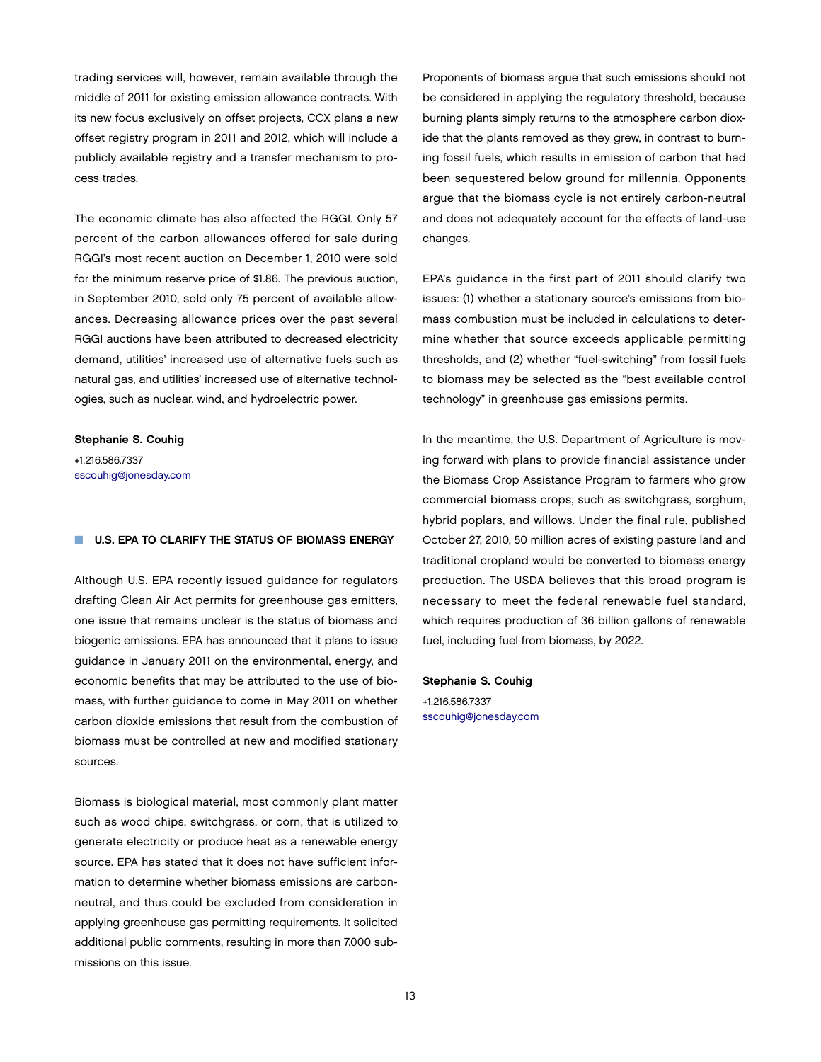trading services will, however, remain available through the middle of 2011 for existing emission allowance contracts. With its new focus exclusively on offset projects, CCX plans a new offset registry program in 2011 and 2012, which will include a publicly available registry and a transfer mechanism to process trades.

The economic climate has also affected the RGGI. Only 57 percent of the carbon allowances offered for sale during RGGI's most recent auction on December 1, 2010 were sold for the minimum reserve price of $1.86. The previous auction, in September 2010, sold only 75 percent of available allowances. Decreasing allowance prices over the past several RGGI auctions have been attributed to decreased electricity demand, utilities' increased use of alternative fuels such as natural gas, and utilities' increased use of alternative technologies, such as nuclear, wind, and hydroelectric power.

**Stephanie S. Couhig**
+1.216.586.7337
sscouhig@jonesday.com

## U.S. EPA TO CLARIFY THE STATUS OF BIOMASS ENERGY

Although U.S. EPA recently issued guidance for regulators drafting Clean Air Act permits for greenhouse gas emitters, one issue that remains unclear is the status of biomass and biogenic emissions. EPA has announced that it plans to issue guidance in January 2011 on the environmental, energy, and economic benefits that may be attributed to the use of biomass, with further guidance to come in May 2011 on whether carbon dioxide emissions that result from the combustion of biomass must be controlled at new and modified stationary sources.

Biomass is biological material, most commonly plant matter such as wood chips, switchgrass, or corn, that is utilized to generate electricity or produce heat as a renewable energy source. EPA has stated that it does not have sufficient information to determine whether biomass emissions are carbon-neutral, and thus could be excluded from consideration in applying greenhouse gas permitting requirements. It solicited additional public comments, resulting in more than 7,000 submissions on this issue.

Proponents of biomass argue that such emissions should not be considered in applying the regulatory threshold, because burning plants simply returns to the atmosphere carbon dioxide that the plants removed as they grew, in contrast to burning fossil fuels, which results in emission of carbon that had been sequestered below ground for millennia. Opponents argue that the biomass cycle is not entirely carbon-neutral and does not adequately account for the effects of land-use changes.

EPA's guidance in the first part of 2011 should clarify two issues: (1) whether a stationary source's emissions from biomass combustion must be included in calculations to determine whether that source exceeds applicable permitting thresholds, and (2) whether "fuel-switching" from fossil fuels to biomass may be selected as the "best available control technology" in greenhouse gas emissions permits.

In the meantime, the U.S. Department of Agriculture is moving forward with plans to provide financial assistance under the Biomass Crop Assistance Program to farmers who grow commercial biomass crops, such as switchgrass, sorghum, hybrid poplars, and willows. Under the final rule, published October 27, 2010, 50 million acres of existing pasture land and traditional cropland would be converted to biomass energy production. The USDA believes that this broad program is necessary to meet the federal renewable fuel standard, which requires production of 36 billion gallons of renewable fuel, including fuel from biomass, by 2022.

**Stephanie S. Couhig**
+1.216.586.7337
sscouhig@jonesday.com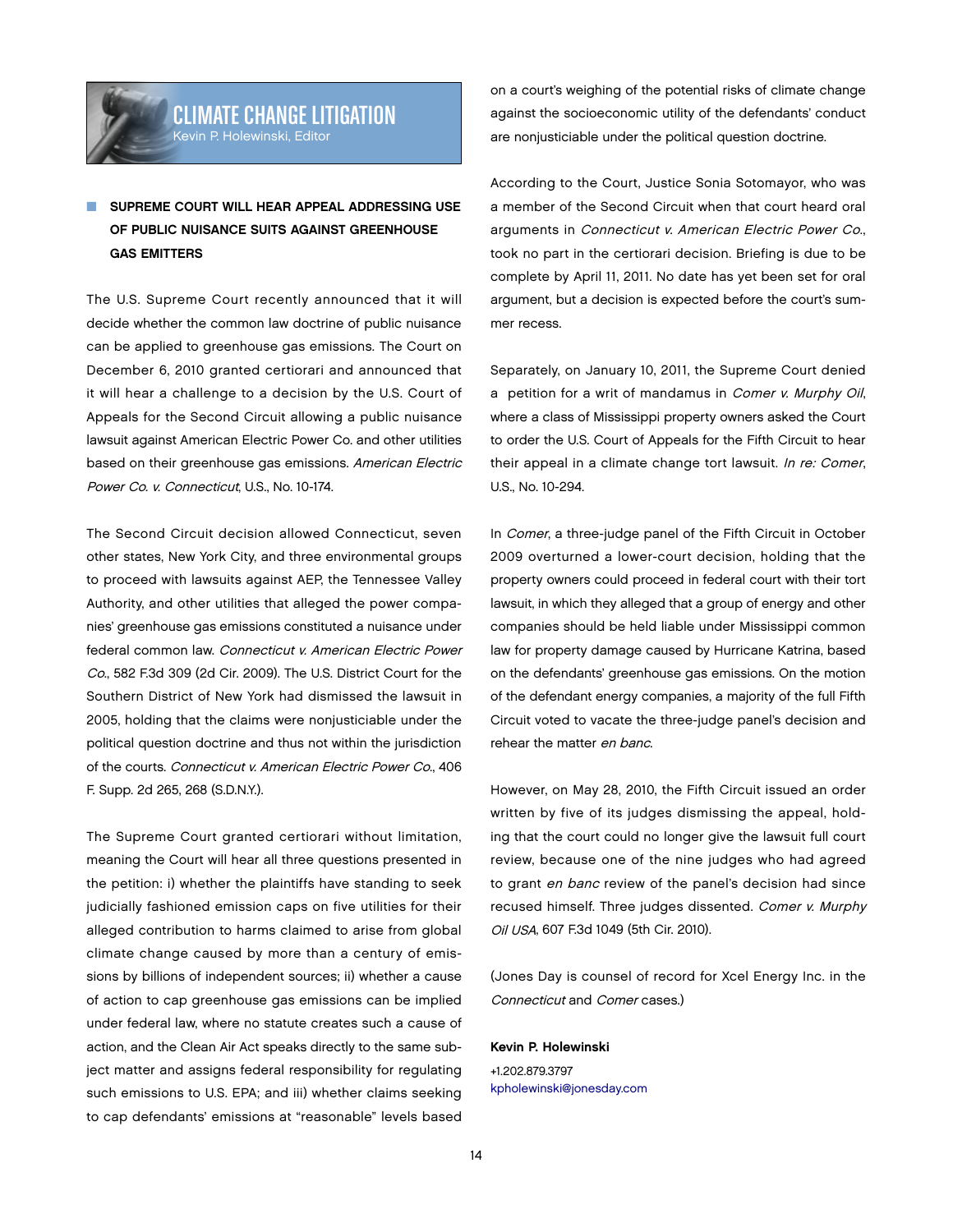# CLIMATE CHANGE LITIGATION

Kevin P. Holewinski, Editor

## SUPREME COURT WILL HEAR APPEAL ADDRESSING USE OF PUBLIC NUISANCE SUITS AGAINST GREENHOUSE GAS EMITTERS

The U.S. Supreme Court recently announced that it will decide whether the common law doctrine of public nuisance can be applied to greenhouse gas emissions. The Court on December 6, 2010 granted certiorari and announced that it will hear a challenge to a decision by the U.S. Court of Appeals for the Second Circuit allowing a public nuisance lawsuit against American Electric Power Co. and other utilities based on their greenhouse gas emissions. *American Electric Power Co. v. Connecticut*, U.S., No. 10-174.

The Second Circuit decision allowed Connecticut, seven other states, New York City, and three environmental groups to proceed with lawsuits against AEP, the Tennessee Valley Authority, and other utilities that alleged the power companies' greenhouse gas emissions constituted a nuisance under federal common law. *Connecticut v. American Electric Power Co.*, 582 F.3d 309 (2d Cir. 2009). The U.S. District Court for the Southern District of New York had dismissed the lawsuit in 2005, holding that the claims were nonjusticiable under the political question doctrine and thus not within the jurisdiction of the courts. *Connecticut v. American Electric Power Co.*, 406 F. Supp. 2d 265, 268 (S.D.N.Y.).

The Supreme Court granted certiorari without limitation, meaning the Court will hear all three questions presented in the petition: i) whether the plaintiffs have standing to seek judicially fashioned emission caps on five utilities for their alleged contribution to harms claimed to arise from global climate change caused by more than a century of emissions by billions of independent sources; ii) whether a cause of action to cap greenhouse gas emissions can be implied under federal law, where no statute creates such a cause of action, and the Clean Air Act speaks directly to the same subject matter and assigns federal responsibility for regulating such emissions to U.S. EPA; and iii) whether claims seeking to cap defendants' emissions at "reasonable" levels based on a court's weighing of the potential risks of climate change against the socioeconomic utility of the defendants' conduct are nonjusticiable under the political question doctrine.

According to the Court, Justice Sonia Sotomayor, who was a member of the Second Circuit when that court heard oral arguments in *Connecticut v. American Electric Power Co.*, took no part in the certiorari decision. Briefing is due to be complete by April 11, 2011. No date has yet been set for oral argument, but a decision is expected before the court's summer recess.

Separately, on January 10, 2011, the Supreme Court denied a petition for a writ of mandamus in *Comer v. Murphy Oil*, where a class of Mississippi property owners asked the Court to order the U.S. Court of Appeals for the Fifth Circuit to hear their appeal in a climate change tort lawsuit. *In re: Comer*, U.S., No. 10-294.

In *Comer*, a three-judge panel of the Fifth Circuit in October 2009 overturned a lower-court decision, holding that the property owners could proceed in federal court with their tort lawsuit, in which they alleged that a group of energy and other companies should be held liable under Mississippi common law for property damage caused by Hurricane Katrina, based on the defendants' greenhouse gas emissions. On the motion of the defendant energy companies, a majority of the full Fifth Circuit voted to vacate the three-judge panel's decision and rehear the matter *en banc*.

However, on May 28, 2010, the Fifth Circuit issued an order written by five of its judges dismissing the appeal, holding that the court could no longer give the lawsuit full court review, because one of the nine judges who had agreed to grant *en banc* review of the panel's decision had since recused himself. Three judges dissented. *Comer v. Murphy Oil USA*, 607 F.3d 1049 (5th Cir. 2010).

(Jones Day is counsel of record for Xcel Energy Inc. in the *Connecticut* and *Comer* cases.)

**Kevin P. Holewinski**
+1.202.879.3797
kpholewinski@jonesday.com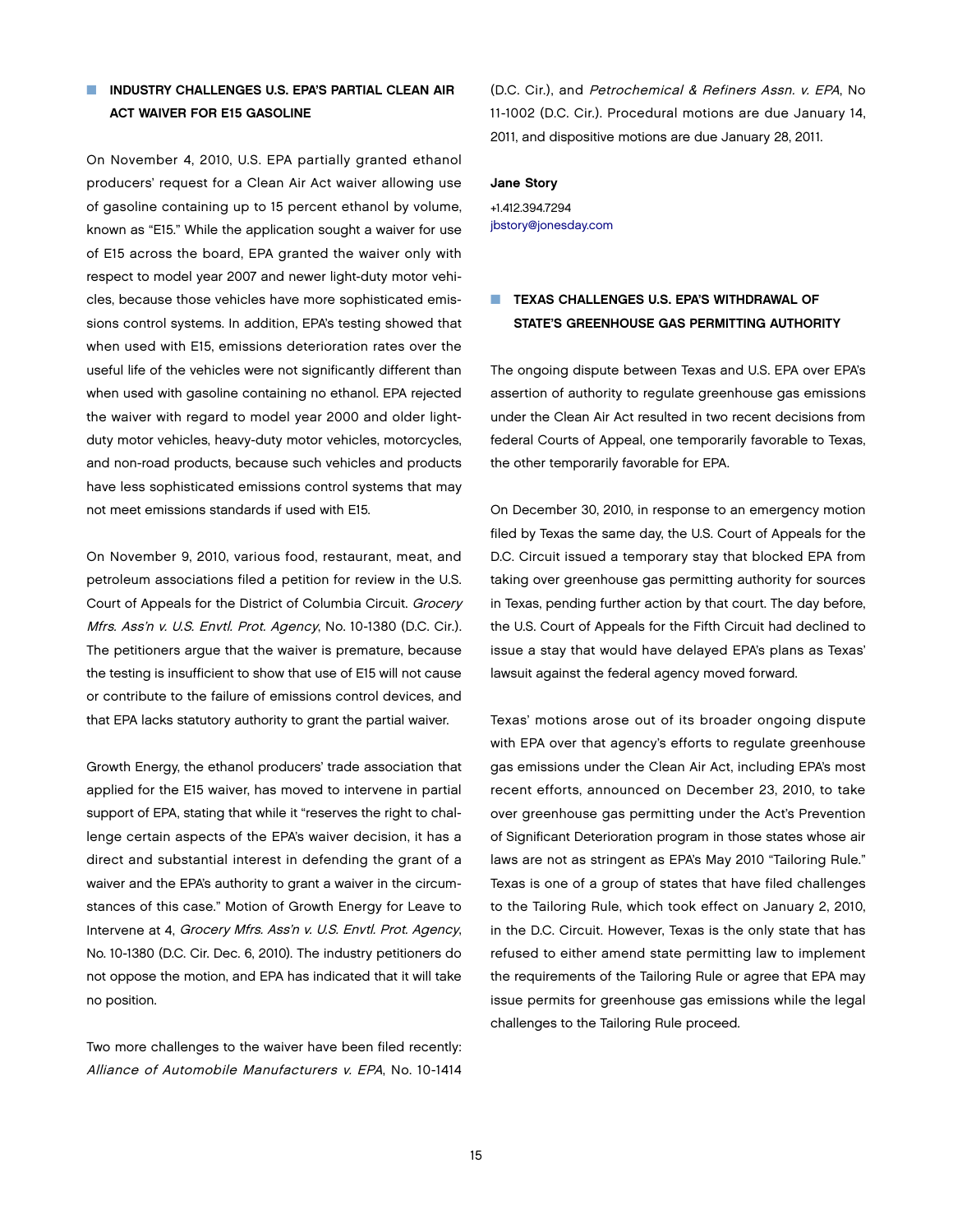## INDUSTRY CHALLENGES U.S. EPA'S PARTIAL CLEAN AIR ACT WAIVER FOR E15 GASOLINE

On November 4, 2010, U.S. EPA partially granted ethanol producers' request for a Clean Air Act waiver allowing use of gasoline containing up to 15 percent ethanol by volume, known as "E15." While the application sought a waiver for use of E15 across the board, EPA granted the waiver only with respect to model year 2007 and newer light-duty motor vehicles, because those vehicles have more sophisticated emissions control systems. In addition, EPA's testing showed that when used with E15, emissions deterioration rates over the useful life of the vehicles were not significantly different than when used with gasoline containing no ethanol. EPA rejected the waiver with regard to model year 2000 and older light-duty motor vehicles, heavy-duty motor vehicles, motorcycles, and non-road products, because such vehicles and products have less sophisticated emissions control systems that may not meet emissions standards if used with E15.

On November 9, 2010, various food, restaurant, meat, and petroleum associations filed a petition for review in the U.S. Court of Appeals for the District of Columbia Circuit. *Grocery Mfrs. Ass'n v. U.S. Envtl. Prot. Agency*, No. 10-1380 (D.C. Cir.). The petitioners argue that the waiver is premature, because the testing is insufficient to show that use of E15 will not cause or contribute to the failure of emissions control devices, and that EPA lacks statutory authority to grant the partial waiver.

Growth Energy, the ethanol producers' trade association that applied for the E15 waiver, has moved to intervene in partial support of EPA, stating that while it "reserves the right to challenge certain aspects of the EPA's waiver decision, it has a direct and substantial interest in defending the grant of a waiver and the EPA's authority to grant a waiver in the circumstances of this case." Motion of Growth Energy for Leave to Intervene at 4, *Grocery Mfrs. Ass'n v. U.S. Envtl. Prot. Agency*, No. 10-1380 (D.C. Cir. Dec. 6, 2010). The industry petitioners do not oppose the motion, and EPA has indicated that it will take no position.

Two more challenges to the waiver have been filed recently: *Alliance of Automobile Manufacturers v. EPA*, No. 10-1414 (D.C. Cir.), and *Petrochemical & Refiners Assn. v. EPA*, No 11-1002 (D.C. Cir.). Procedural motions are due January 14, 2011, and dispositive motions are due January 28, 2011.

**Jane Story**

+1.412.394.7294

jbstory@jonesday.com

## TEXAS CHALLENGES U.S. EPA'S WITHDRAWAL OF STATE'S GREENHOUSE GAS PERMITTING AUTHORITY

The ongoing dispute between Texas and U.S. EPA over EPA's assertion of authority to regulate greenhouse gas emissions under the Clean Air Act resulted in two recent decisions from federal Courts of Appeal, one temporarily favorable to Texas, the other temporarily favorable for EPA.

On December 30, 2010, in response to an emergency motion filed by Texas the same day, the U.S. Court of Appeals for the D.C. Circuit issued a temporary stay that blocked EPA from taking over greenhouse gas permitting authority for sources in Texas, pending further action by that court. The day before, the U.S. Court of Appeals for the Fifth Circuit had declined to issue a stay that would have delayed EPA's plans as Texas' lawsuit against the federal agency moved forward.

Texas' motions arose out of its broader ongoing dispute with EPA over that agency's efforts to regulate greenhouse gas emissions under the Clean Air Act, including EPA's most recent efforts, announced on December 23, 2010, to take over greenhouse gas permitting under the Act's Prevention of Significant Deterioration program in those states whose air laws are not as stringent as EPA's May 2010 "Tailoring Rule." Texas is one of a group of states that have filed challenges to the Tailoring Rule, which took effect on January 2, 2010, in the D.C. Circuit. However, Texas is the only state that has refused to either amend state permitting law to implement the requirements of the Tailoring Rule or agree that EPA may issue permits for greenhouse gas emissions while the legal challenges to the Tailoring Rule proceed.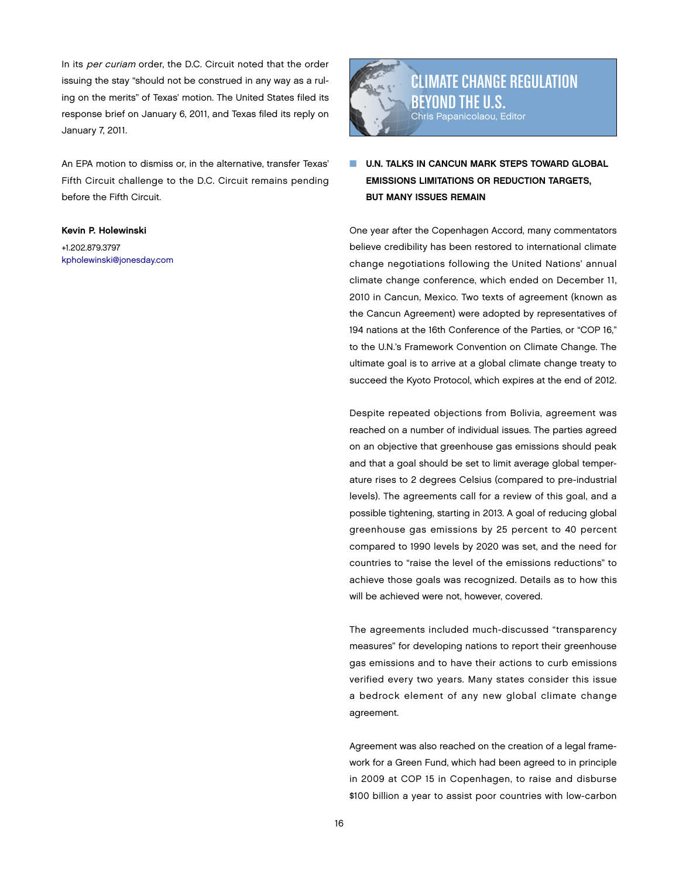In its *per curiam* order, the D.C. Circuit noted that the order issuing the stay "should not be construed in any way as a ruling on the merits" of Texas' motion. The United States filed its response brief on January 6, 2011, and Texas filed its reply on January 7, 2011.

An EPA motion to dismiss or, in the alternative, transfer Texas' Fifth Circuit challenge to the D.C. Circuit remains pending before the Fifth Circuit.

**Kevin P. Holewinski**
+1.202.879.3797
kpholewinski@jonesday.com

## CLIMATE CHANGE REGULATION BEYOND THE U.S.

Chris Papanicolaou, Editor

### U.N. TALKS IN CANCUN MARK STEPS TOWARD GLOBAL EMISSIONS LIMITATIONS OR REDUCTION TARGETS, BUT MANY ISSUES REMAIN

One year after the Copenhagen Accord, many commentators believe credibility has been restored to international climate change negotiations following the United Nations' annual climate change conference, which ended on December 11, 2010 in Cancun, Mexico. Two texts of agreement (known as the Cancun Agreement) were adopted by representatives of 194 nations at the 16th Conference of the Parties, or "COP 16," to the U.N.'s Framework Convention on Climate Change. The ultimate goal is to arrive at a global climate change treaty to succeed the Kyoto Protocol, which expires at the end of 2012.

Despite repeated objections from Bolivia, agreement was reached on a number of individual issues. The parties agreed on an objective that greenhouse gas emissions should peak and that a goal should be set to limit average global temperature rises to 2 degrees Celsius (compared to pre-industrial levels). The agreements call for a review of this goal, and a possible tightening, starting in 2013. A goal of reducing global greenhouse gas emissions by 25 percent to 40 percent compared to 1990 levels by 2020 was set, and the need for countries to "raise the level of the emissions reductions" to achieve those goals was recognized. Details as to how this will be achieved were not, however, covered.

The agreements included much-discussed "transparency measures" for developing nations to report their greenhouse gas emissions and to have their actions to curb emissions verified every two years. Many states consider this issue a bedrock element of any new global climate change agreement.

Agreement was also reached on the creation of a legal framework for a Green Fund, which had been agreed to in principle in 2009 at COP 15 in Copenhagen, to raise and disburse $100 billion a year to assist poor countries with low-carbon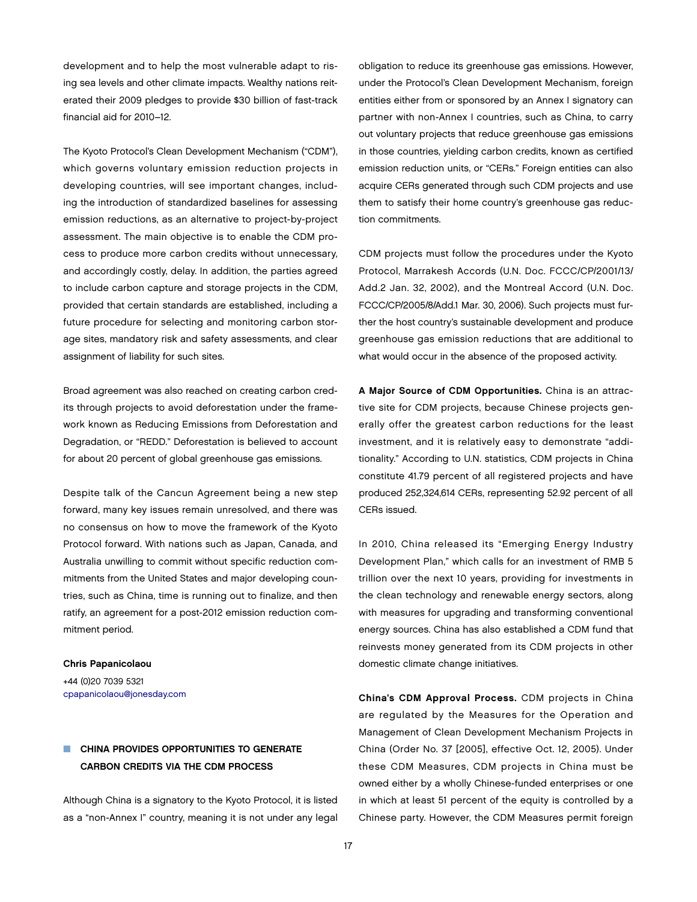development and to help the most vulnerable adapt to rising sea levels and other climate impacts. Wealthy nations reiterated their 2009 pledges to provide $30 billion of fast-track financial aid for 2010–12.

The Kyoto Protocol's Clean Development Mechanism ("CDM"), which governs voluntary emission reduction projects in developing countries, will see important changes, including the introduction of standardized baselines for assessing emission reductions, as an alternative to project-by-project assessment. The main objective is to enable the CDM process to produce more carbon credits without unnecessary, and accordingly costly, delay. In addition, the parties agreed to include carbon capture and storage projects in the CDM, provided that certain standards are established, including a future procedure for selecting and monitoring carbon storage sites, mandatory risk and safety assessments, and clear assignment of liability for such sites.

Broad agreement was also reached on creating carbon credits through projects to avoid deforestation under the framework known as Reducing Emissions from Deforestation and Degradation, or "REDD." Deforestation is believed to account for about 20 percent of global greenhouse gas emissions.

Despite talk of the Cancun Agreement being a new step forward, many key issues remain unresolved, and there was no consensus on how to move the framework of the Kyoto Protocol forward. With nations such as Japan, Canada, and Australia unwilling to commit without specific reduction commitments from the United States and major developing countries, such as China, time is running out to finalize, and then ratify, an agreement for a post-2012 emission reduction commitment period.

**Chris Papanicolaou**
+44 (0)20 7039 5321
cpapanicolaou@jonesday.com

## CHINA PROVIDES OPPORTUNITIES TO GENERATE CARBON CREDITS VIA THE CDM PROCESS

Although China is a signatory to the Kyoto Protocol, it is listed as a "non-Annex I" country, meaning it is not under any legal obligation to reduce its greenhouse gas emissions. However, under the Protocol's Clean Development Mechanism, foreign entities either from or sponsored by an Annex I signatory can partner with non-Annex I countries, such as China, to carry out voluntary projects that reduce greenhouse gas emissions in those countries, yielding carbon credits, known as certified emission reduction units, or "CERs." Foreign entities can also acquire CERs generated through such CDM projects and use them to satisfy their home country's greenhouse gas reduction commitments.

CDM projects must follow the procedures under the Kyoto Protocol, Marrakesh Accords (U.N. Doc. FCCC/CP/2001/13/Add.2 Jan. 32, 2002), and the Montreal Accord (U.N. Doc. FCCC/CP/2005/8/Add.1 Mar. 30, 2006). Such projects must further the host country's sustainable development and produce greenhouse gas emission reductions that are additional to what would occur in the absence of the proposed activity.

**A Major Source of CDM Opportunities.** China is an attractive site for CDM projects, because Chinese projects generally offer the greatest carbon reductions for the least investment, and it is relatively easy to demonstrate "additionality." According to U.N. statistics, CDM projects in China constitute 41.79 percent of all registered projects and have produced 252,324,614 CERs, representing 52.92 percent of all CERs issued.

In 2010, China released its "Emerging Energy Industry Development Plan," which calls for an investment of RMB 5 trillion over the next 10 years, providing for investments in the clean technology and renewable energy sectors, along with measures for upgrading and transforming conventional energy sources. China has also established a CDM fund that reinvests money generated from its CDM projects in other domestic climate change initiatives.

**China's CDM Approval Process.** CDM projects in China are regulated by the Measures for the Operation and Management of Clean Development Mechanism Projects in China (Order No. 37 [2005], effective Oct. 12, 2005). Under these CDM Measures, CDM projects in China must be owned either by a wholly Chinese-funded enterprises or one in which at least 51 percent of the equity is controlled by a Chinese party. However, the CDM Measures permit foreign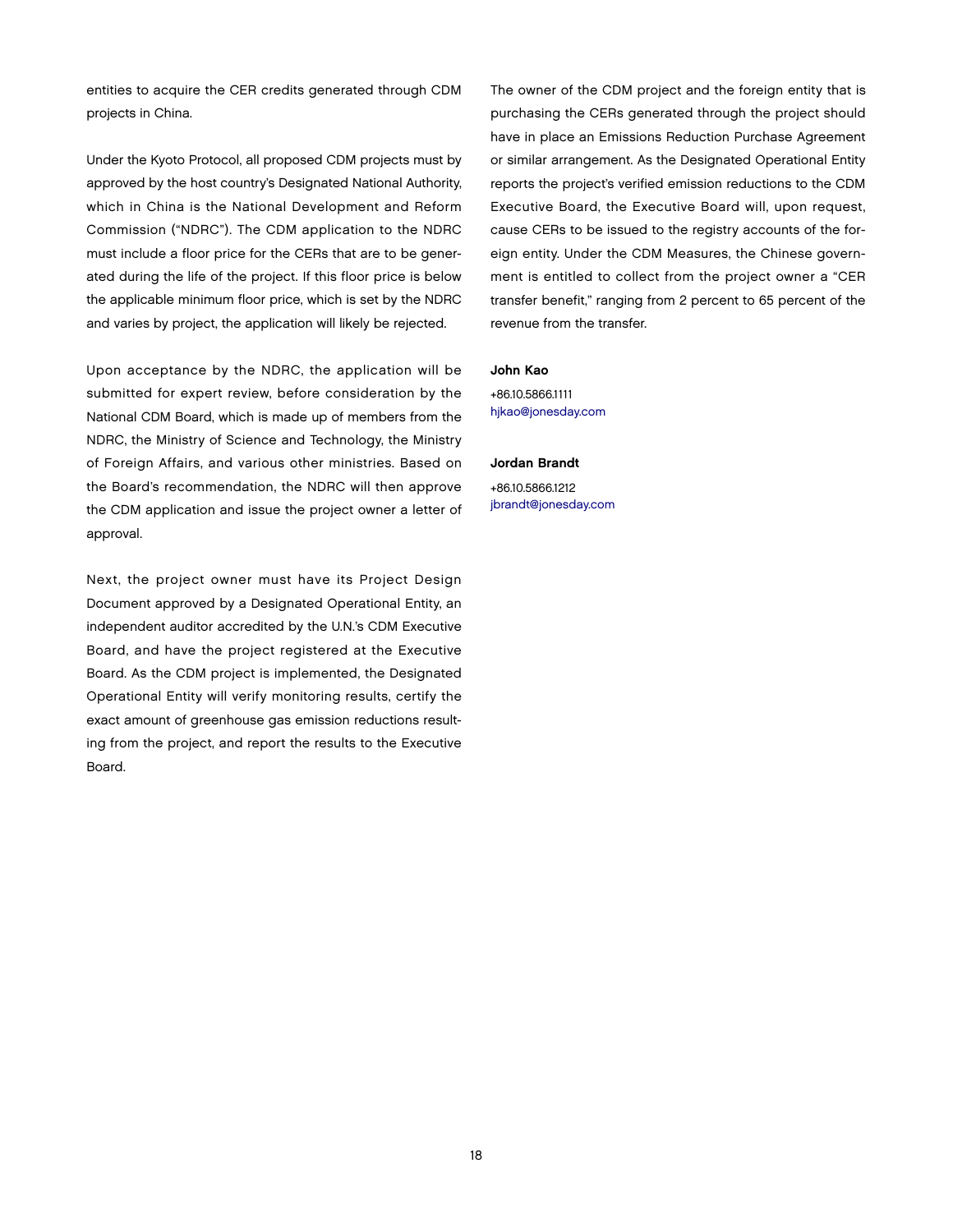entities to acquire the CER credits generated through CDM projects in China.

Under the Kyoto Protocol, all proposed CDM projects must by approved by the host country's Designated National Authority, which in China is the National Development and Reform Commission ("NDRC"). The CDM application to the NDRC must include a floor price for the CERs that are to be generated during the life of the project. If this floor price is below the applicable minimum floor price, which is set by the NDRC and varies by project, the application will likely be rejected.

Upon acceptance by the NDRC, the application will be submitted for expert review, before consideration by the National CDM Board, which is made up of members from the NDRC, the Ministry of Science and Technology, the Ministry of Foreign Affairs, and various other ministries. Based on the Board's recommendation, the NDRC will then approve the CDM application and issue the project owner a letter of approval.

Next, the project owner must have its Project Design Document approved by a Designated Operational Entity, an independent auditor accredited by the U.N.'s CDM Executive Board, and have the project registered at the Executive Board. As the CDM project is implemented, the Designated Operational Entity will verify monitoring results, certify the exact amount of greenhouse gas emission reductions resulting from the project, and report the results to the Executive Board.

The owner of the CDM project and the foreign entity that is purchasing the CERs generated through the project should have in place an Emissions Reduction Purchase Agreement or similar arrangement. As the Designated Operational Entity reports the project's verified emission reductions to the CDM Executive Board, the Executive Board will, upon request, cause CERs to be issued to the registry accounts of the foreign entity. Under the CDM Measures, the Chinese government is entitled to collect from the project owner a "CER transfer benefit," ranging from 2 percent to 65 percent of the revenue from the transfer.

**John Kao**
+86.10.5866.1111
hjkao@jonesday.com

**Jordan Brandt**
+86.10.5866.1212
jbrandt@jonesday.com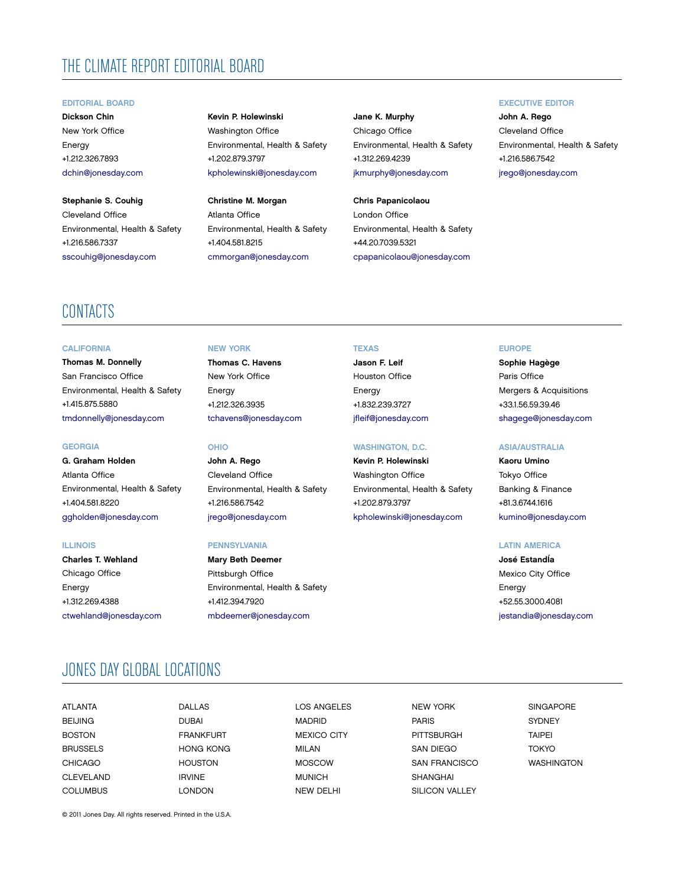# THE CLIMATE REPORT EDITORIAL BOARD

### EDITORIAL BOARD

**Dickson Chin**
New York Office
Energy
+1.212.326.7893
dchin@jonesday.com

**Stephanie S. Couhig**
Cleveland Office
Environmental, Health & Safety
+1.216.586.7337
sscouhig@jonesday.com

**Kevin P. Holewinski**
Washington Office
Environmental, Health & Safety
+1.202.879.3797
kpholewinski@jonesday.com

**Christine M. Morgan**
Atlanta Office
Environmental, Health & Safety
+1.404.581.8215
cmmorgan@jonesday.com

**Jane K. Murphy**
Chicago Office
Environmental, Health & Safety
+1.312.269.4239
jkmurphy@jonesday.com

**Chris Papanicolaou**
London Office
Environmental, Health & Safety
+44.20.7039.5321
cpapanicolaou@jonesday.com

### EXECUTIVE EDITOR

**John A. Rego**
Cleveland Office
Environmental, Health & Safety
+1.216.586.7542
jrego@jonesday.com

# CONTACTS

### CALIFORNIA

**Thomas M. Donnelly**
San Francisco Office
Environmental, Health & Safety
+1.415.875.5880
tmdonnelly@jonesday.com

### GEORGIA

**G. Graham Holden**
Atlanta Office
Environmental, Health & Safety
+1.404.581.8220
ggholden@jonesday.com

### ILLINOIS

**Charles T. Wehland**
Chicago Office
Energy
+1.312.269.4388
ctwehland@jonesday.com

### NEW YORK

**Thomas C. Havens**
New York Office
Energy
+1.212.326.3935
tchavens@jonesday.com

### OHIO

**John A. Rego**
Cleveland Office
Environmental, Health & Safety
+1.216.586.7542
jrego@jonesday.com

### PENNSYLVANIA

**Mary Beth Deemer**
Pittsburgh Office
Environmental, Health & Safety
+1.412.394.7920
mbdeemer@jonesday.com

### TEXAS

**Jason F. Leif**
Houston Office
Energy
+1.832.239.3727
jfleif@jonesday.com

### WASHINGTON, D.C.

**Kevin P. Holewinski**
Washington Office
Environmental, Health & Safety
+1.202.879.3797
kpholewinski@jonesday.com

### EUROPE

**Sophie Hagège**
Paris Office
Mergers & Acquisitions
+33.1.56.59.39.46
shagege@jonesday.com

### ASIA/AUSTRALIA

**Kaoru Umino**
Tokyo Office
Banking & Finance
+81.3.6744.1616
kumino@jonesday.com

### LATIN AMERICA

**José Estandía**
Mexico City Office
Energy
+52.55.3000.4081
jestandia@jonesday.com

# JONES DAY GLOBAL LOCATIONS

ATLANTA
BEIJING
BOSTON
BRUSSELS
CHICAGO
CLEVELAND
COLUMBUS
DALLAS
DUBAI
FRANKFURT
HONG KONG
HOUSTON
IRVINE
LONDON
LOS ANGELES
MADRID
MEXICO CITY
MILAN
MOSCOW
MUNICH
NEW DELHI
NEW YORK
PARIS
PITTSBURGH
SAN DIEGO
SAN FRANCISCO
SHANGHAI
SILICON VALLEY
SINGAPORE
SYDNEY
TAIPEI
TOKYO
WASHINGTON

© 2011 Jones Day. All rights reserved. Printed in the U.S.A.